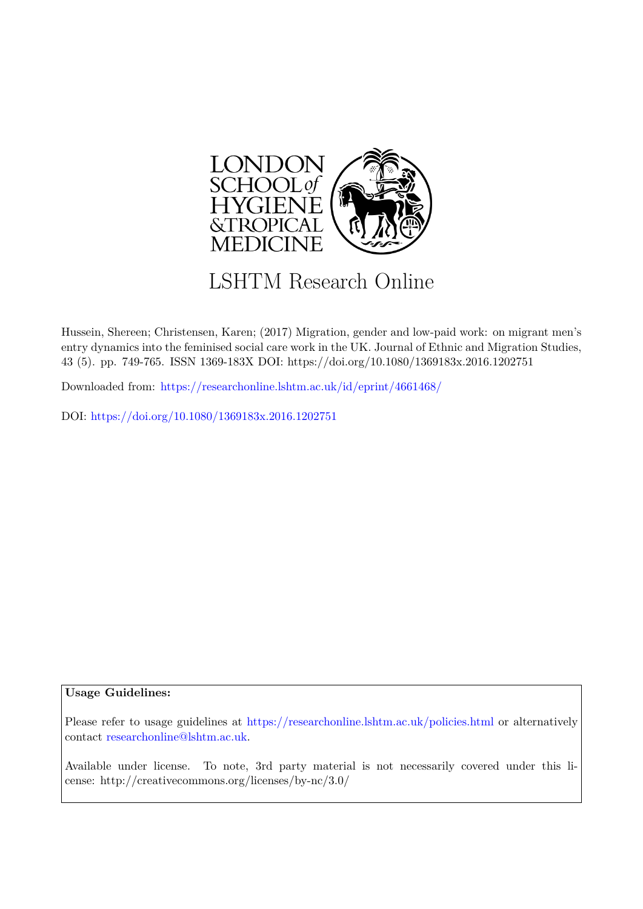LONDON SCHOOL of HYGIENE &TROPICAL MEDICINE

# LSHTM Research Online

Hussein, Shereen; Christensen, Karen; (2017) Migration, gender and low-paid work: on migrant men's entry dynamics into the feminised social care work in the UK. Journal of Ethnic and Migration Studies, 43 (5). pp. 749-765. ISSN 1369-183X DOI: https://doi.org/10.1080/1369183x.2016.1202751

Downloaded from: https://researchonline.lshtm.ac.uk/id/eprint/4661468/

DOI: https://doi.org/10.1080/1369183x.2016.1202751

**Usage Guidelines:**

Please refer to usage guidelines at https://researchonline.lshtm.ac.uk/policies.html or alternatively contact researchonline@lshtm.ac.uk.

Available under license. To note, 3rd party material is not necessarily covered under this license: http://creativecommons.org/licenses/by-nc/3.0/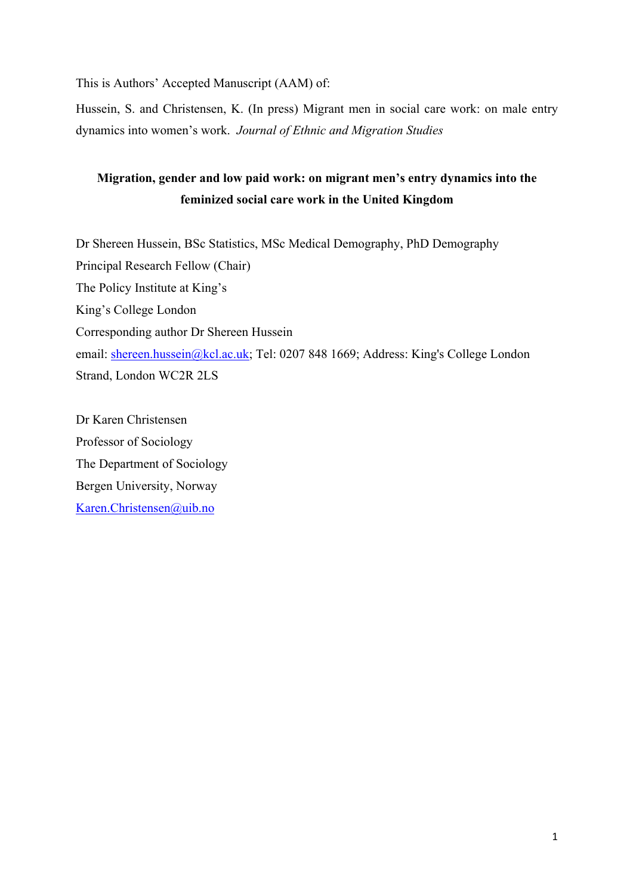This is Authors' Accepted Manuscript (AAM) of:

Hussein, S. and Christensen, K. (In press) Migrant men in social care work: on male entry dynamics into women's work. *Journal of Ethnic and Migration Studies*

**Migration, gender and low paid work: on migrant men's entry dynamics into the feminized social care work in the United Kingdom**

Dr Shereen Hussein, BSc Statistics, MSc Medical Demography, PhD Demography

Principal Research Fellow (Chair)

The Policy Institute at King's

King's College London

Corresponding author Dr Shereen Hussein

email: shereen.hussein@kcl.ac.uk; Tel: 0207 848 1669; Address: King's College London Strand, London WC2R 2LS

Dr Karen Christensen

Professor of Sociology

The Department of Sociology

Bergen University, Norway

Karen.Christensen@uib.no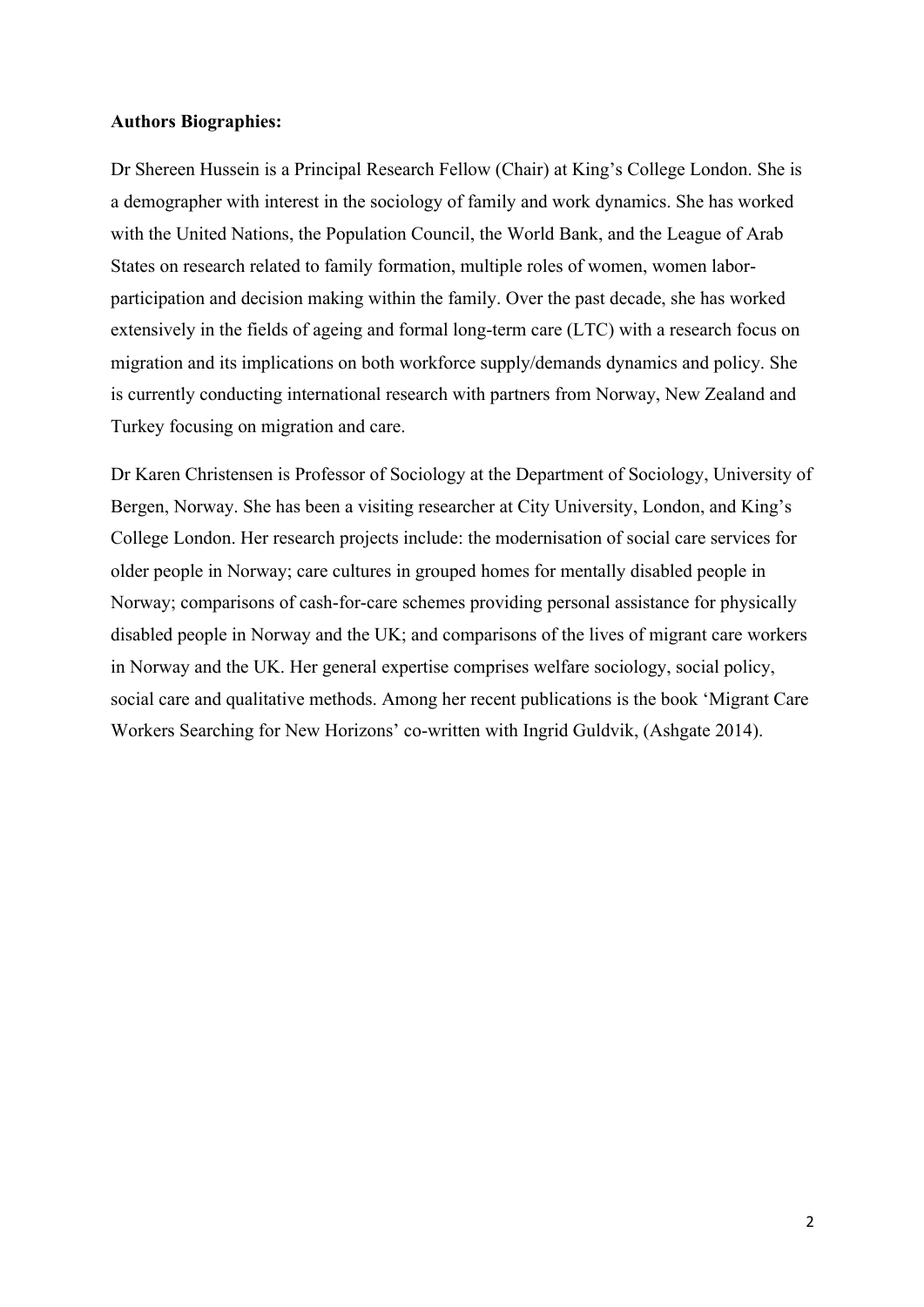**Authors Biographies:**

Dr Shereen Hussein is a Principal Research Fellow (Chair) at King's College London. She is a demographer with interest in the sociology of family and work dynamics. She has worked with the United Nations, the Population Council, the World Bank, and the League of Arab States on research related to family formation, multiple roles of women, women labor-participation and decision making within the family. Over the past decade, she has worked extensively in the fields of ageing and formal long-term care (LTC) with a research focus on migration and its implications on both workforce supply/demands dynamics and policy. She is currently conducting international research with partners from Norway, New Zealand and Turkey focusing on migration and care.

Dr Karen Christensen is Professor of Sociology at the Department of Sociology, University of Bergen, Norway. She has been a visiting researcher at City University, London, and King's College London. Her research projects include: the modernisation of social care services for older people in Norway; care cultures in grouped homes for mentally disabled people in Norway; comparisons of cash-for-care schemes providing personal assistance for physically disabled people in Norway and the UK; and comparisons of the lives of migrant care workers in Norway and the UK. Her general expertise comprises welfare sociology, social policy, social care and qualitative methods. Among her recent publications is the book 'Migrant Care Workers Searching for New Horizons' co-written with Ingrid Guldvik, (Ashgate 2014).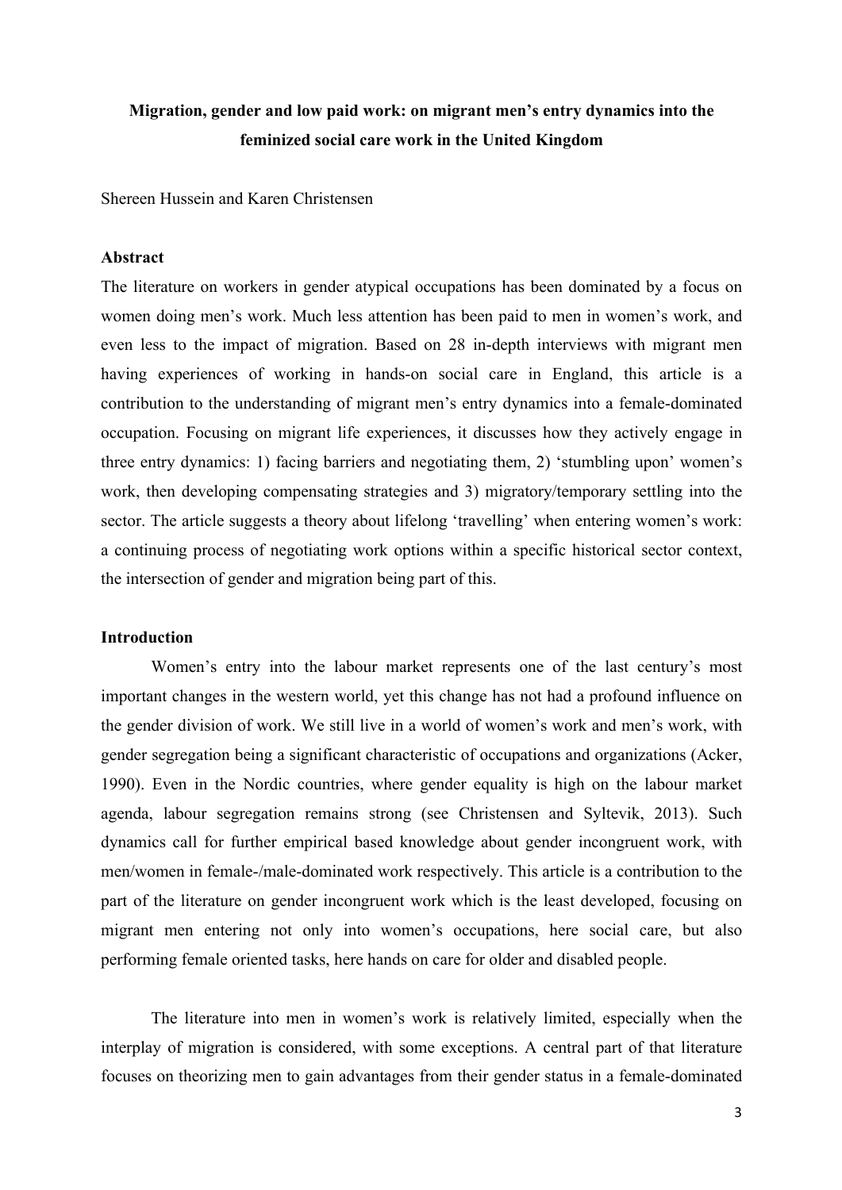**Migration, gender and low paid work: on migrant men's entry dynamics into the feminized social care work in the United Kingdom**

Shereen Hussein and Karen Christensen

**Abstract**

The literature on workers in gender atypical occupations has been dominated by a focus on women doing men's work. Much less attention has been paid to men in women's work, and even less to the impact of migration. Based on 28 in-depth interviews with migrant men having experiences of working in hands-on social care in England, this article is a contribution to the understanding of migrant men's entry dynamics into a female-dominated occupation. Focusing on migrant life experiences, it discusses how they actively engage in three entry dynamics: 1) facing barriers and negotiating them, 2) 'stumbling upon' women's work, then developing compensating strategies and 3) migratory/temporary settling into the sector. The article suggests a theory about lifelong 'travelling' when entering women's work: a continuing process of negotiating work options within a specific historical sector context, the intersection of gender and migration being part of this.

**Introduction**

Women's entry into the labour market represents one of the last century's most important changes in the western world, yet this change has not had a profound influence on the gender division of work. We still live in a world of women's work and men's work, with gender segregation being a significant characteristic of occupations and organizations (Acker, 1990). Even in the Nordic countries, where gender equality is high on the labour market agenda, labour segregation remains strong (see Christensen and Syltevik, 2013). Such dynamics call for further empirical based knowledge about gender incongruent work, with men/women in female-/male-dominated work respectively. This article is a contribution to the part of the literature on gender incongruent work which is the least developed, focusing on migrant men entering not only into women's occupations, here social care, but also performing female oriented tasks, here hands on care for older and disabled people.

The literature into men in women's work is relatively limited, especially when the interplay of migration is considered, with some exceptions. A central part of that literature focuses on theorizing men to gain advantages from their gender status in a female-dominated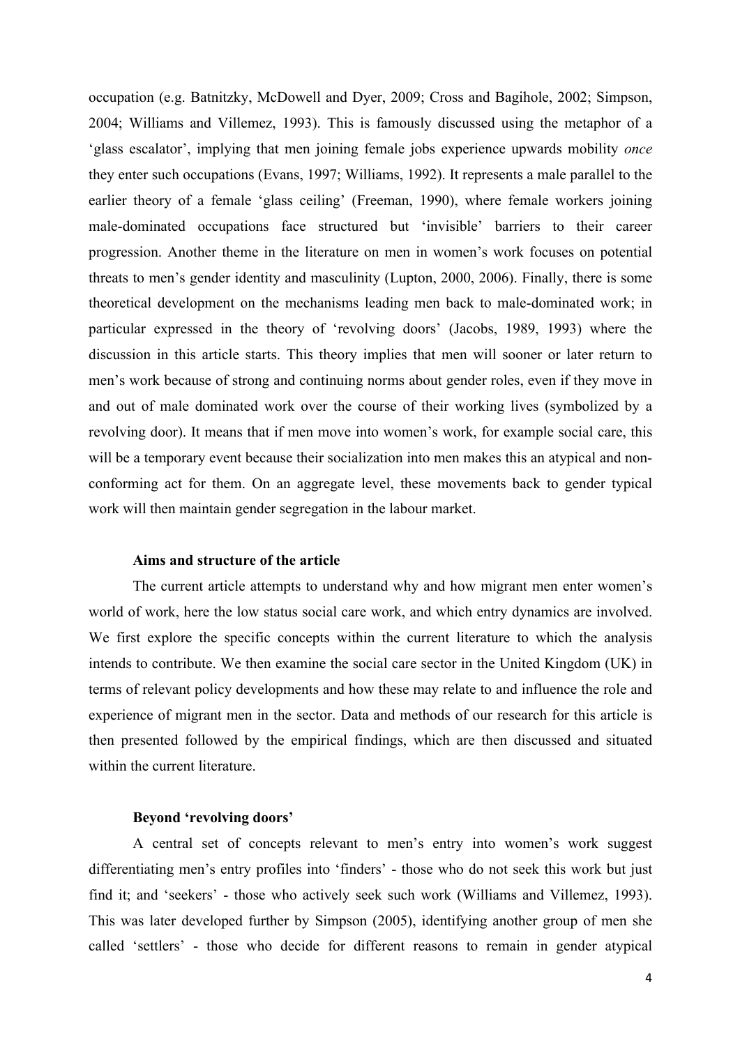occupation (e.g. Batnitzky, McDowell and Dyer, 2009; Cross and Bagihole, 2002; Simpson, 2004; Williams and Villemez, 1993). This is famously discussed using the metaphor of a 'glass escalator', implying that men joining female jobs experience upwards mobility *once* they enter such occupations (Evans, 1997; Williams, 1992). It represents a male parallel to the earlier theory of a female 'glass ceiling' (Freeman, 1990), where female workers joining male-dominated occupations face structured but 'invisible' barriers to their career progression. Another theme in the literature on men in women's work focuses on potential threats to men's gender identity and masculinity (Lupton, 2000, 2006). Finally, there is some theoretical development on the mechanisms leading men back to male-dominated work; in particular expressed in the theory of 'revolving doors' (Jacobs, 1989, 1993) where the discussion in this article starts. This theory implies that men will sooner or later return to men's work because of strong and continuing norms about gender roles, even if they move in and out of male dominated work over the course of their working lives (symbolized by a revolving door). It means that if men move into women's work, for example social care, this will be a temporary event because their socialization into men makes this an atypical and non-conforming act for them. On an aggregate level, these movements back to gender typical work will then maintain gender segregation in the labour market.

### Aims and structure of the article

The current article attempts to understand why and how migrant men enter women's world of work, here the low status social care work, and which entry dynamics are involved. We first explore the specific concepts within the current literature to which the analysis intends to contribute. We then examine the social care sector in the United Kingdom (UK) in terms of relevant policy developments and how these may relate to and influence the role and experience of migrant men in the sector. Data and methods of our research for this article is then presented followed by the empirical findings, which are then discussed and situated within the current literature.

### Beyond 'revolving doors'

A central set of concepts relevant to men's entry into women's work suggest differentiating men's entry profiles into 'finders' - those who do not seek this work but just find it; and 'seekers' - those who actively seek such work (Williams and Villemez, 1993). This was later developed further by Simpson (2005), identifying another group of men she called 'settlers' - those who decide for different reasons to remain in gender atypical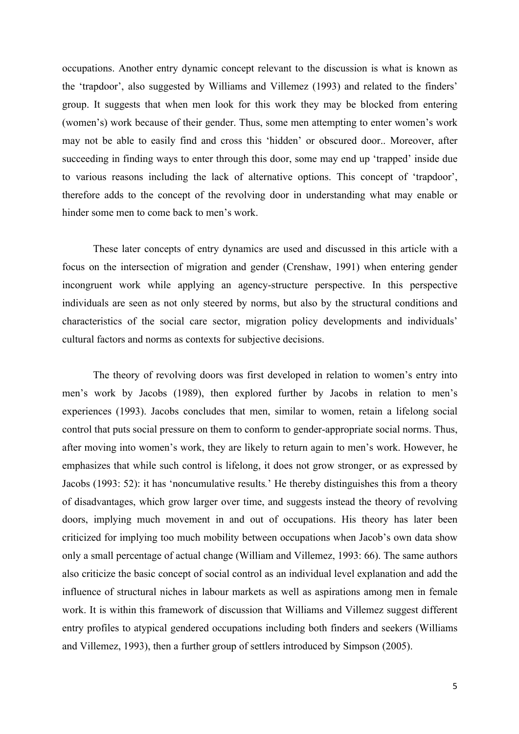occupations. Another entry dynamic concept relevant to the discussion is what is known as the 'trapdoor', also suggested by Williams and Villemez (1993) and related to the finders' group. It suggests that when men look for this work they may be blocked from entering (women's) work because of their gender. Thus, some men attempting to enter women's work may not be able to easily find and cross this 'hidden' or obscured door.. Moreover, after succeeding in finding ways to enter through this door, some may end up 'trapped' inside due to various reasons including the lack of alternative options. This concept of 'trapdoor', therefore adds to the concept of the revolving door in understanding what may enable or hinder some men to come back to men's work.

These later concepts of entry dynamics are used and discussed in this article with a focus on the intersection of migration and gender (Crenshaw, 1991) when entering gender incongruent work while applying an agency-structure perspective. In this perspective individuals are seen as not only steered by norms, but also by the structural conditions and characteristics of the social care sector, migration policy developments and individuals' cultural factors and norms as contexts for subjective decisions.

The theory of revolving doors was first developed in relation to women's entry into men's work by Jacobs (1989), then explored further by Jacobs in relation to men's experiences (1993). Jacobs concludes that men, similar to women, retain a lifelong social control that puts social pressure on them to conform to gender-appropriate social norms. Thus, after moving into women's work, they are likely to return again to men's work. However, he emphasizes that while such control is lifelong, it does not grow stronger, or as expressed by Jacobs (1993: 52): it has 'noncumulative results*.*' He thereby distinguishes this from a theory of disadvantages, which grow larger over time, and suggests instead the theory of revolving doors, implying much movement in and out of occupations. His theory has later been criticized for implying too much mobility between occupations when Jacob's own data show only a small percentage of actual change (William and Villemez, 1993: 66). The same authors also criticize the basic concept of social control as an individual level explanation and add the influence of structural niches in labour markets as well as aspirations among men in female work. It is within this framework of discussion that Williams and Villemez suggest different entry profiles to atypical gendered occupations including both finders and seekers (Williams and Villemez, 1993), then a further group of settlers introduced by Simpson (2005).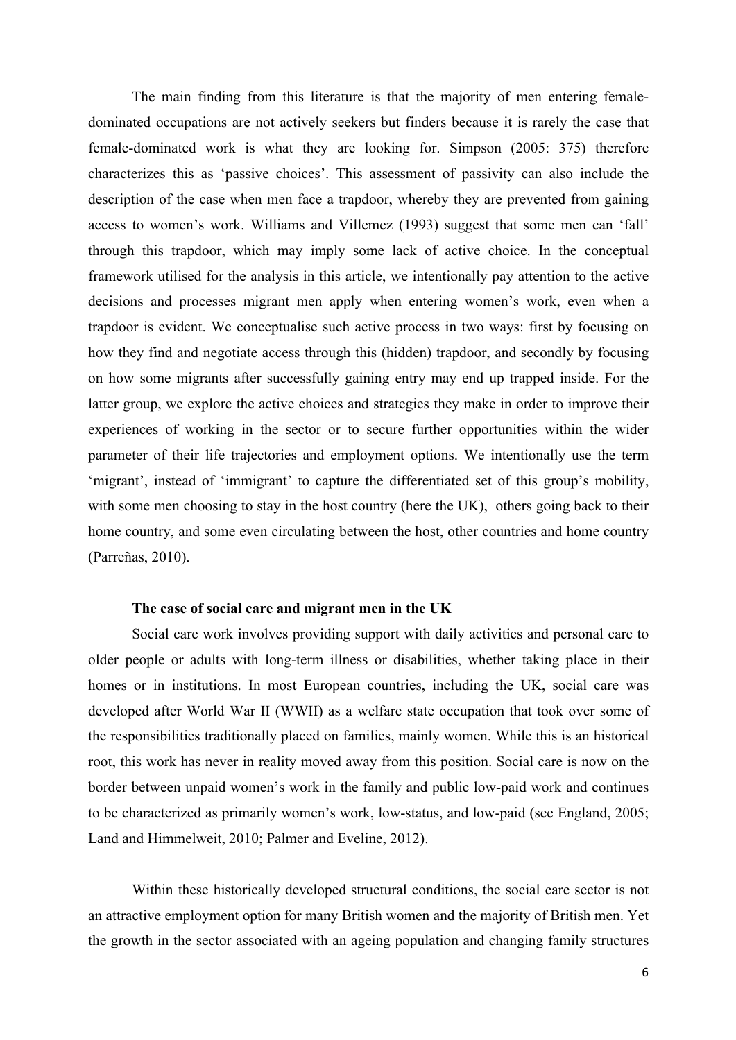The main finding from this literature is that the majority of men entering female-dominated occupations are not actively seekers but finders because it is rarely the case that female-dominated work is what they are looking for. Simpson (2005: 375) therefore characterizes this as 'passive choices'. This assessment of passivity can also include the description of the case when men face a trapdoor, whereby they are prevented from gaining access to women's work. Williams and Villemez (1993) suggest that some men can 'fall' through this trapdoor, which may imply some lack of active choice. In the conceptual framework utilised for the analysis in this article, we intentionally pay attention to the active decisions and processes migrant men apply when entering women's work, even when a trapdoor is evident. We conceptualise such active process in two ways: first by focusing on how they find and negotiate access through this (hidden) trapdoor, and secondly by focusing on how some migrants after successfully gaining entry may end up trapped inside. For the latter group, we explore the active choices and strategies they make in order to improve their experiences of working in the sector or to secure further opportunities within the wider parameter of their life trajectories and employment options. We intentionally use the term 'migrant', instead of 'immigrant' to capture the differentiated set of this group's mobility, with some men choosing to stay in the host country (here the UK), others going back to their home country, and some even circulating between the host, other countries and home country (Parreñas, 2010).

## The case of social care and migrant men in the UK

Social care work involves providing support with daily activities and personal care to older people or adults with long-term illness or disabilities, whether taking place in their homes or in institutions. In most European countries, including the UK, social care was developed after World War II (WWII) as a welfare state occupation that took over some of the responsibilities traditionally placed on families, mainly women. While this is an historical root, this work has never in reality moved away from this position. Social care is now on the border between unpaid women's work in the family and public low-paid work and continues to be characterized as primarily women's work, low-status, and low-paid (see England, 2005; Land and Himmelweit, 2010; Palmer and Eveline, 2012).

Within these historically developed structural conditions, the social care sector is not an attractive employment option for many British women and the majority of British men. Yet the growth in the sector associated with an ageing population and changing family structures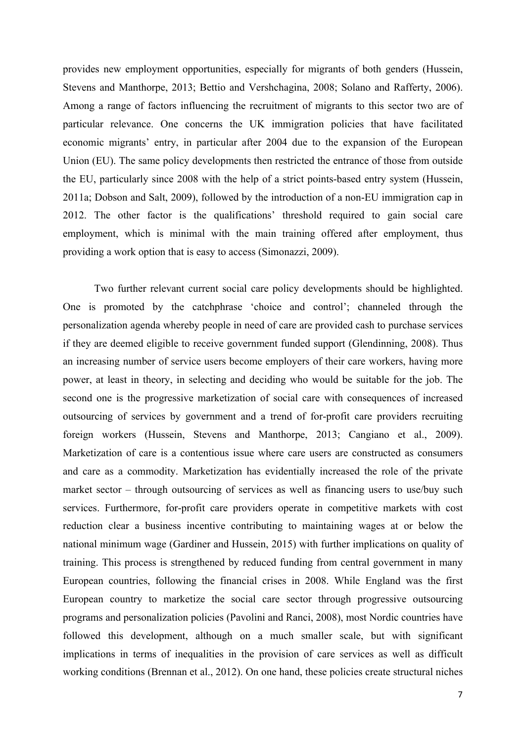provides new employment opportunities, especially for migrants of both genders (Hussein, Stevens and Manthorpe, 2013; Bettio and Vershchagina, 2008; Solano and Rafferty, 2006). Among a range of factors influencing the recruitment of migrants to this sector two are of particular relevance. One concerns the UK immigration policies that have facilitated economic migrants' entry, in particular after 2004 due to the expansion of the European Union (EU). The same policy developments then restricted the entrance of those from outside the EU, particularly since 2008 with the help of a strict points-based entry system (Hussein, 2011a; Dobson and Salt, 2009), followed by the introduction of a non-EU immigration cap in 2012. The other factor is the qualifications' threshold required to gain social care employment, which is minimal with the main training offered after employment, thus providing a work option that is easy to access (Simonazzi, 2009).

Two further relevant current social care policy developments should be highlighted. One is promoted by the catchphrase 'choice and control'; channeled through the personalization agenda whereby people in need of care are provided cash to purchase services if they are deemed eligible to receive government funded support (Glendinning, 2008). Thus an increasing number of service users become employers of their care workers, having more power, at least in theory, in selecting and deciding who would be suitable for the job. The second one is the progressive marketization of social care with consequences of increased outsourcing of services by government and a trend of for-profit care providers recruiting foreign workers (Hussein, Stevens and Manthorpe, 2013; Cangiano et al., 2009). Marketization of care is a contentious issue where care users are constructed as consumers and care as a commodity. Marketization has evidentially increased the role of the private market sector – through outsourcing of services as well as financing users to use/buy such services. Furthermore, for-profit care providers operate in competitive markets with cost reduction clear a business incentive contributing to maintaining wages at or below the national minimum wage (Gardiner and Hussein, 2015) with further implications on quality of training. This process is strengthened by reduced funding from central government in many European countries, following the financial crises in 2008. While England was the first European country to marketize the social care sector through progressive outsourcing programs and personalization policies (Pavolini and Ranci, 2008), most Nordic countries have followed this development, although on a much smaller scale, but with significant implications in terms of inequalities in the provision of care services as well as difficult working conditions (Brennan et al., 2012). On one hand, these policies create structural niches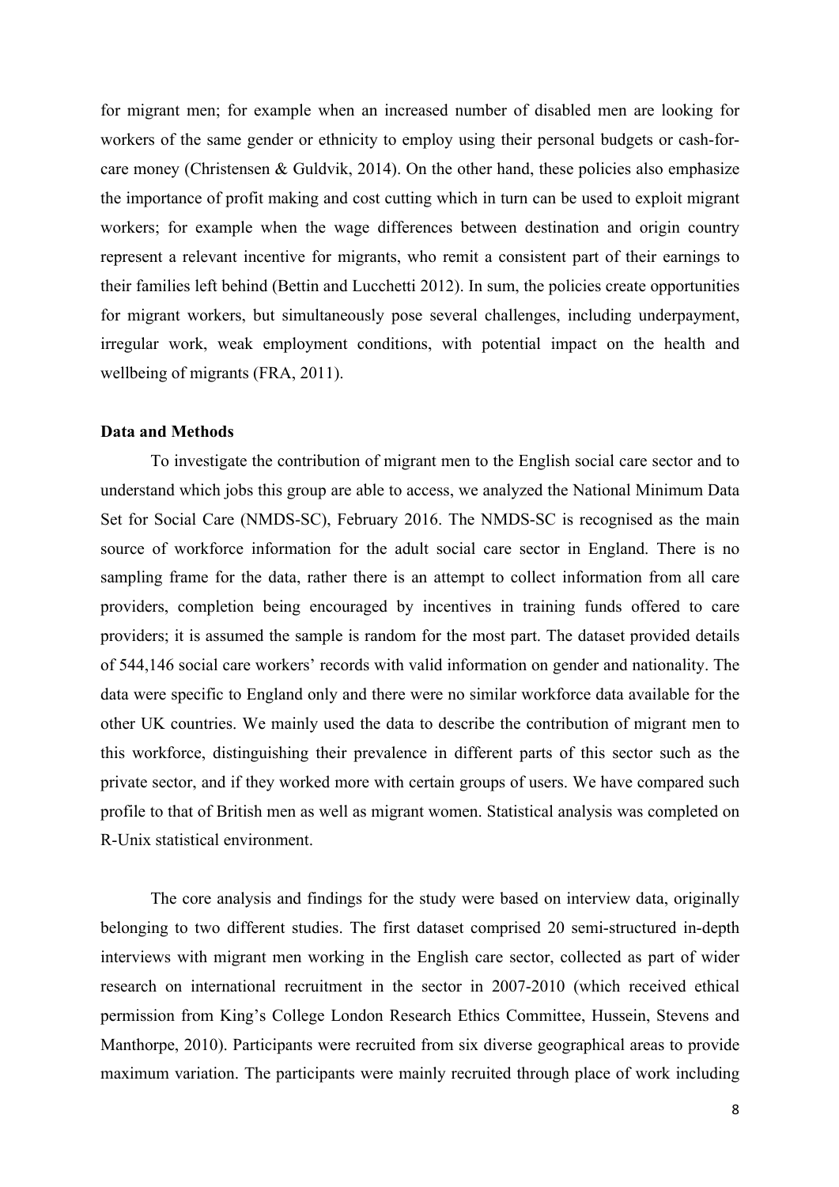for migrant men; for example when an increased number of disabled men are looking for workers of the same gender or ethnicity to employ using their personal budgets or cash-for-care money (Christensen & Guldvik, 2014). On the other hand, these policies also emphasize the importance of profit making and cost cutting which in turn can be used to exploit migrant workers; for example when the wage differences between destination and origin country represent a relevant incentive for migrants, who remit a consistent part of their earnings to their families left behind (Bettin and Lucchetti 2012). In sum, the policies create opportunities for migrant workers, but simultaneously pose several challenges, including underpayment, irregular work, weak employment conditions, with potential impact on the health and wellbeing of migrants (FRA, 2011).

**Data and Methods**

To investigate the contribution of migrant men to the English social care sector and to understand which jobs this group are able to access, we analyzed the National Minimum Data Set for Social Care (NMDS-SC), February 2016. The NMDS-SC is recognised as the main source of workforce information for the adult social care sector in England. There is no sampling frame for the data, rather there is an attempt to collect information from all care providers, completion being encouraged by incentives in training funds offered to care providers; it is assumed the sample is random for the most part. The dataset provided details of 544,146 social care workers' records with valid information on gender and nationality. The data were specific to England only and there were no similar workforce data available for the other UK countries. We mainly used the data to describe the contribution of migrant men to this workforce, distinguishing their prevalence in different parts of this sector such as the private sector, and if they worked more with certain groups of users. We have compared such profile to that of British men as well as migrant women. Statistical analysis was completed on R-Unix statistical environment.

The core analysis and findings for the study were based on interview data, originally belonging to two different studies. The first dataset comprised 20 semi-structured in-depth interviews with migrant men working in the English care sector, collected as part of wider research on international recruitment in the sector in 2007-2010 (which received ethical permission from King's College London Research Ethics Committee, Hussein, Stevens and Manthorpe, 2010). Participants were recruited from six diverse geographical areas to provide maximum variation. The participants were mainly recruited through place of work including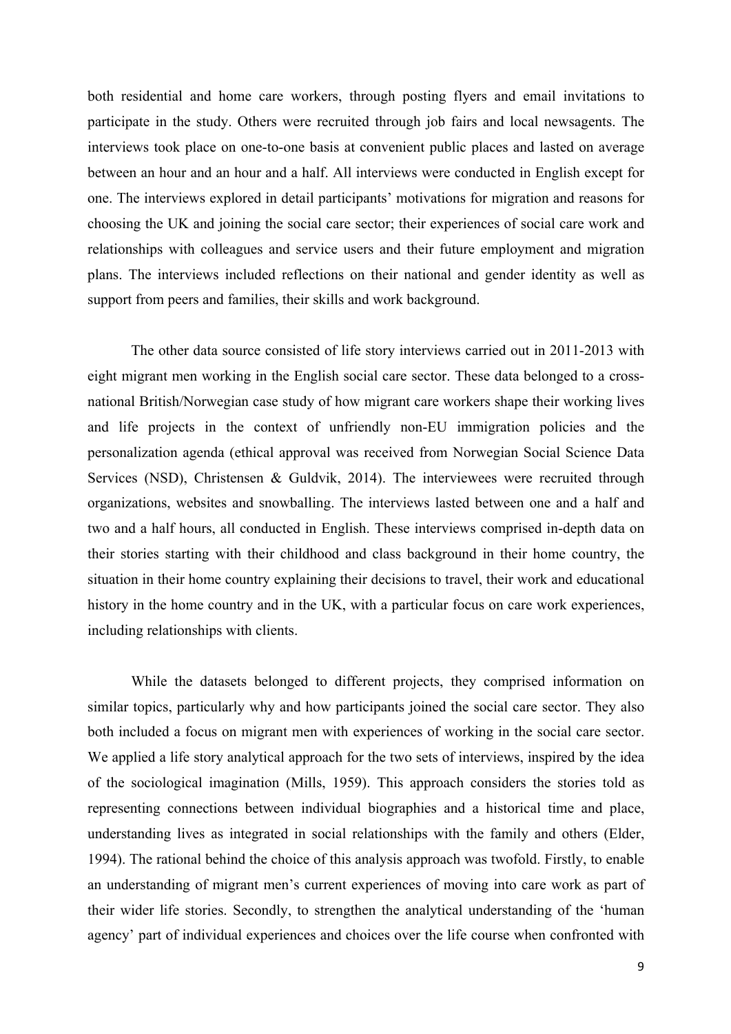both residential and home care workers, through posting flyers and email invitations to participate in the study. Others were recruited through job fairs and local newsagents. The interviews took place on one-to-one basis at convenient public places and lasted on average between an hour and an hour and a half. All interviews were conducted in English except for one. The interviews explored in detail participants' motivations for migration and reasons for choosing the UK and joining the social care sector; their experiences of social care work and relationships with colleagues and service users and their future employment and migration plans. The interviews included reflections on their national and gender identity as well as support from peers and families, their skills and work background.

The other data source consisted of life story interviews carried out in 2011-2013 with eight migrant men working in the English social care sector. These data belonged to a cross-national British/Norwegian case study of how migrant care workers shape their working lives and life projects in the context of unfriendly non-EU immigration policies and the personalization agenda (ethical approval was received from Norwegian Social Science Data Services (NSD), Christensen & Guldvik, 2014). The interviewees were recruited through organizations, websites and snowballing. The interviews lasted between one and a half and two and a half hours, all conducted in English. These interviews comprised in-depth data on their stories starting with their childhood and class background in their home country, the situation in their home country explaining their decisions to travel, their work and educational history in the home country and in the UK, with a particular focus on care work experiences, including relationships with clients.

While the datasets belonged to different projects, they comprised information on similar topics, particularly why and how participants joined the social care sector. They also both included a focus on migrant men with experiences of working in the social care sector. We applied a life story analytical approach for the two sets of interviews, inspired by the idea of the sociological imagination (Mills, 1959). This approach considers the stories told as representing connections between individual biographies and a historical time and place, understanding lives as integrated in social relationships with the family and others (Elder, 1994). The rational behind the choice of this analysis approach was twofold. Firstly, to enable an understanding of migrant men's current experiences of moving into care work as part of their wider life stories. Secondly, to strengthen the analytical understanding of the 'human agency' part of individual experiences and choices over the life course when confronted with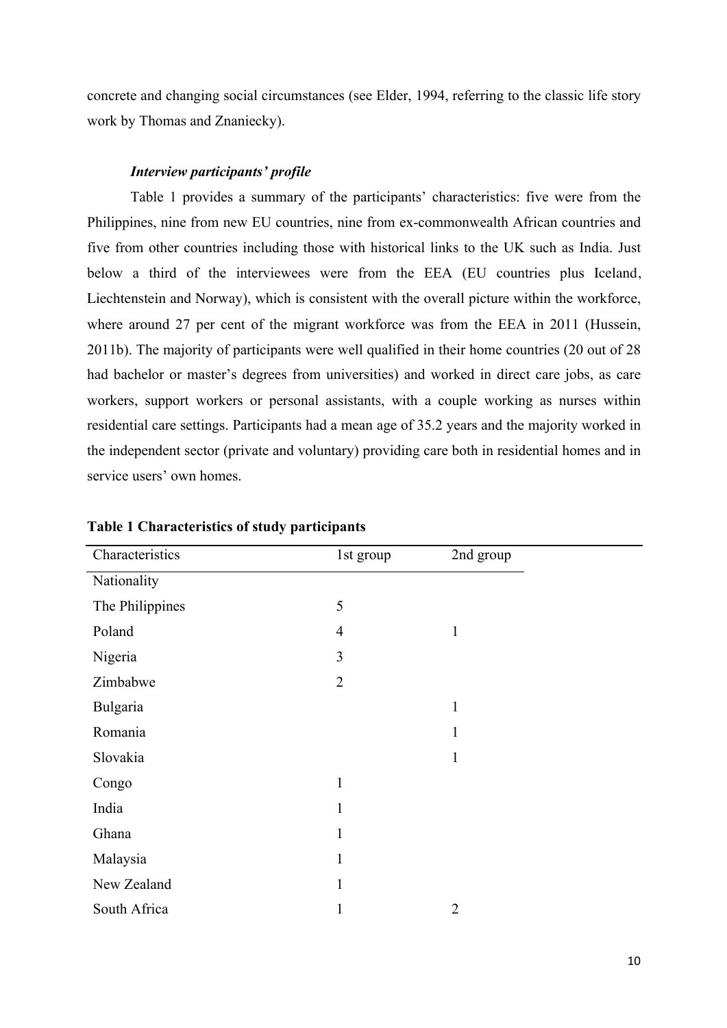concrete and changing social circumstances (see Elder, 1994, referring to the classic life story work by Thomas and Znaniecky).

### *Interview participants' profile*

Table 1 provides a summary of the participants' characteristics: five were from the Philippines, nine from new EU countries, nine from ex-commonwealth African countries and five from other countries including those with historical links to the UK such as India. Just below a third of the interviewees were from the EEA (EU countries plus Iceland, Liechtenstein and Norway), which is consistent with the overall picture within the workforce, where around 27 per cent of the migrant workforce was from the EEA in 2011 (Hussein, 2011b). The majority of participants were well qualified in their home countries (20 out of 28 had bachelor or master's degrees from universities) and worked in direct care jobs, as care workers, support workers or personal assistants, with a couple working as nurses within residential care settings. Participants had a mean age of 35.2 years and the majority worked in the independent sector (private and voluntary) providing care both in residential homes and in service users' own homes.

**Table 1 Characteristics of study participants**

| Characteristics | 1st group | 2nd group |
|---|---|---|
| Nationality | | |
| The Philippines | 5 | |
| Poland | 4 | 1 |
| Nigeria | 3 | |
| Zimbabwe | 2 | |
| Bulgaria | | 1 |
| Romania | | 1 |
| Slovakia | | 1 |
| Congo | 1 | |
| India | 1 | |
| Ghana | 1 | |
| Malaysia | 1 | |
| New Zealand | 1 | |
| South Africa | 1 | 2 |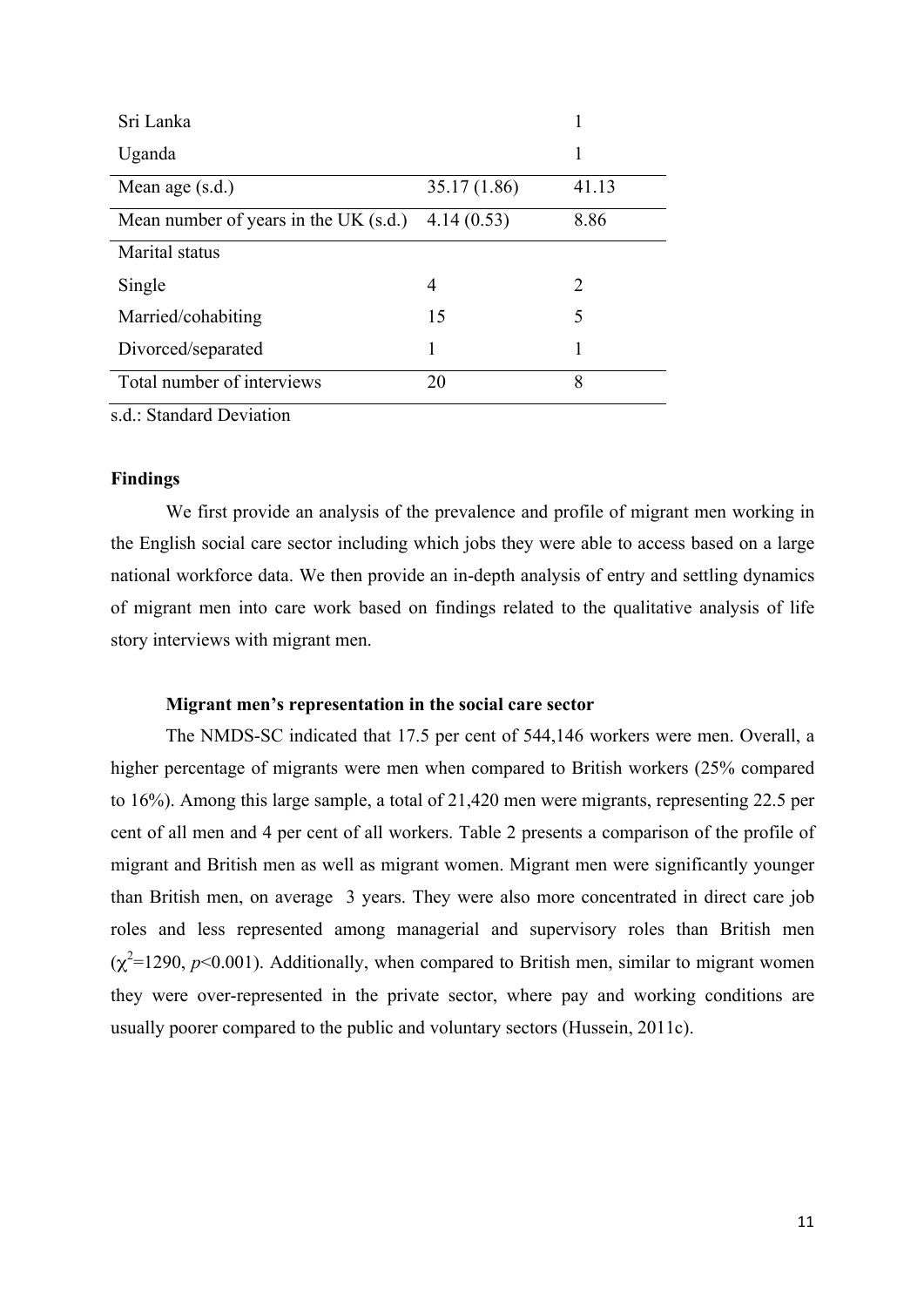| | | |
|---|---|---|
| Sri Lanka | | 1 |
| Uganda | | 1 |
| Mean age (s.d.) | 35.17 (1.86) | 41.13 |
| Mean number of years in the UK (s.d.) | 4.14 (0.53) | 8.86 |
| Marital status | | |
| Single | 4 | 2 |
| Married/cohabiting | 15 | 5 |
| Divorced/separated | 1 | 1 |
| Total number of interviews | 20 | 8 |

s.d.: Standard Deviation

## Findings

We first provide an analysis of the prevalence and profile of migrant men working in the English social care sector including which jobs they were able to access based on a large national workforce data. We then provide an in-depth analysis of entry and settling dynamics of migrant men into care work based on findings related to the qualitative analysis of life story interviews with migrant men.

### Migrant men's representation in the social care sector

The NMDS-SC indicated that 17.5 per cent of 544,146 workers were men. Overall, a higher percentage of migrants were men when compared to British workers (25% compared to 16%). Among this large sample, a total of 21,420 men were migrants, representing 22.5 per cent of all men and 4 per cent of all workers. Table 2 presents a comparison of the profile of migrant and British men as well as migrant women. Migrant men were significantly younger than British men, on average 3 years. They were also more concentrated in direct care job roles and less represented among managerial and supervisory roles than British men ($\chi^2$=1290, $p$<0.001). Additionally, when compared to British men, similar to migrant women they were over-represented in the private sector, where pay and working conditions are usually poorer compared to the public and voluntary sectors (Hussein, 2011c).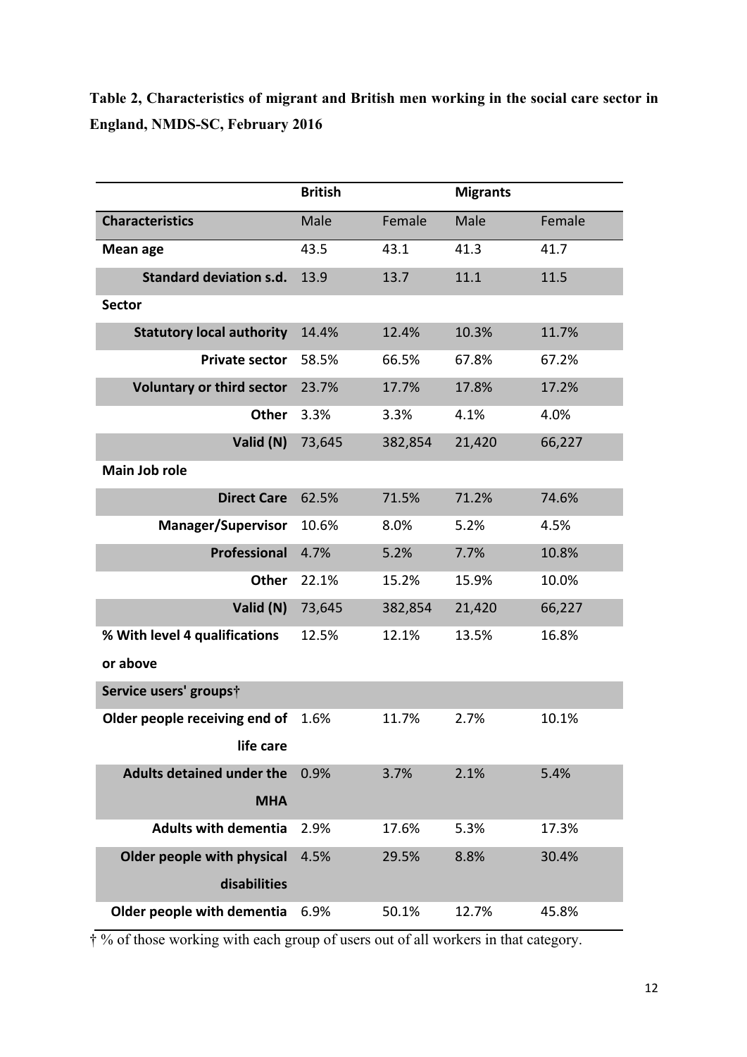**Table 2, Characteristics of migrant and British men working in the social care sector in England, NMDS-SC, February 2016**

| | British | | Migrants | |
|---|---|---|---|---|
| **Characteristics** | Male | Female | Male | Female |
| **Mean age** | 43.5 | 43.1 | 41.3 | 41.7 |
| **Standard deviation s.d.** | 13.9 | 13.7 | 11.1 | 11.5 |
| **Sector** | | | | |
| **Statutory local authority** | 14.4% | 12.4% | 10.3% | 11.7% |
| **Private sector** | 58.5% | 66.5% | 67.8% | 67.2% |
| **Voluntary or third sector** | 23.7% | 17.7% | 17.8% | 17.2% |
| **Other** | 3.3% | 3.3% | 4.1% | 4.0% |
| **Valid (N)** | 73,645 | 382,854 | 21,420 | 66,227 |
| **Main Job role** | | | | |
| **Direct Care** | 62.5% | 71.5% | 71.2% | 74.6% |
| **Manager/Supervisor** | 10.6% | 8.0% | 5.2% | 4.5% |
| **Professional** | 4.7% | 5.2% | 7.7% | 10.8% |
| **Other** | 22.1% | 15.2% | 15.9% | 10.0% |
| **Valid (N)** | 73,645 | 382,854 | 21,420 | 66,227 |
| **% With level 4 qualifications or above** | 12.5% | 12.1% | 13.5% | 16.8% |
| **Service users' groups†** | | | | |
| **Older people receiving end of life care** | 1.6% | 11.7% | 2.7% | 10.1% |
| **Adults detained under the MHA** | 0.9% | 3.7% | 2.1% | 5.4% |
| **Adults with dementia** | 2.9% | 17.6% | 5.3% | 17.3% |
| **Older people with physical disabilities** | 4.5% | 29.5% | 8.8% | 30.4% |
| **Older people with dementia** | 6.9% | 50.1% | 12.7% | 45.8% |

† % of those working with each group of users out of all workers in that category.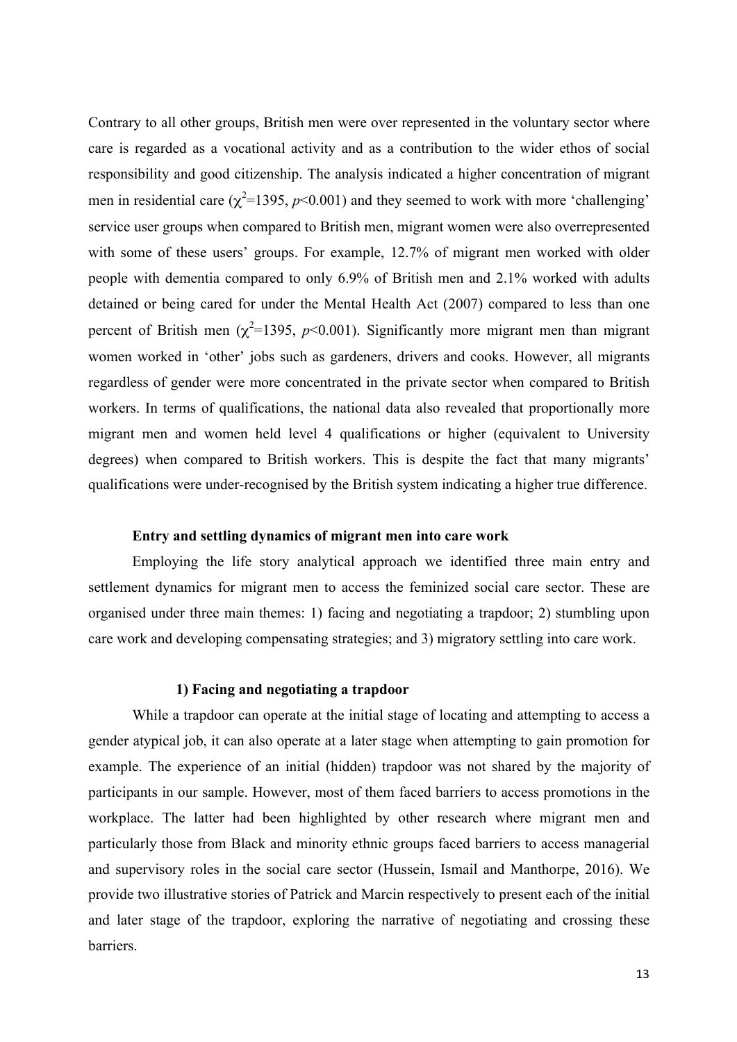Contrary to all other groups, British men were over represented in the voluntary sector where care is regarded as a vocational activity and as a contribution to the wider ethos of social responsibility and good citizenship. The analysis indicated a higher concentration of migrant men in residential care ($\chi^2$=1395, $p$<0.001) and they seemed to work with more 'challenging' service user groups when compared to British men, migrant women were also overrepresented with some of these users' groups. For example, 12.7% of migrant men worked with older people with dementia compared to only 6.9% of British men and 2.1% worked with adults detained or being cared for under the Mental Health Act (2007) compared to less than one percent of British men ($\chi^2$=1395, $p$<0.001). Significantly more migrant men than migrant women worked in 'other' jobs such as gardeners, drivers and cooks. However, all migrants regardless of gender were more concentrated in the private sector when compared to British workers. In terms of qualifications, the national data also revealed that proportionally more migrant men and women held level 4 qualifications or higher (equivalent to University degrees) when compared to British workers. This is despite the fact that many migrants' qualifications were under-recognised by the British system indicating a higher true difference.

### Entry and settling dynamics of migrant men into care work

Employing the life story analytical approach we identified three main entry and settlement dynamics for migrant men to access the feminized social care sector. These are organised under three main themes: 1) facing and negotiating a trapdoor; 2) stumbling upon care work and developing compensating strategies; and 3) migratory settling into care work.

#### 1) Facing and negotiating a trapdoor

While a trapdoor can operate at the initial stage of locating and attempting to access a gender atypical job, it can also operate at a later stage when attempting to gain promotion for example. The experience of an initial (hidden) trapdoor was not shared by the majority of participants in our sample. However, most of them faced barriers to access promotions in the workplace. The latter had been highlighted by other research where migrant men and particularly those from Black and minority ethnic groups faced barriers to access managerial and supervisory roles in the social care sector (Hussein, Ismail and Manthorpe, 2016). We provide two illustrative stories of Patrick and Marcin respectively to present each of the initial and later stage of the trapdoor, exploring the narrative of negotiating and crossing these barriers.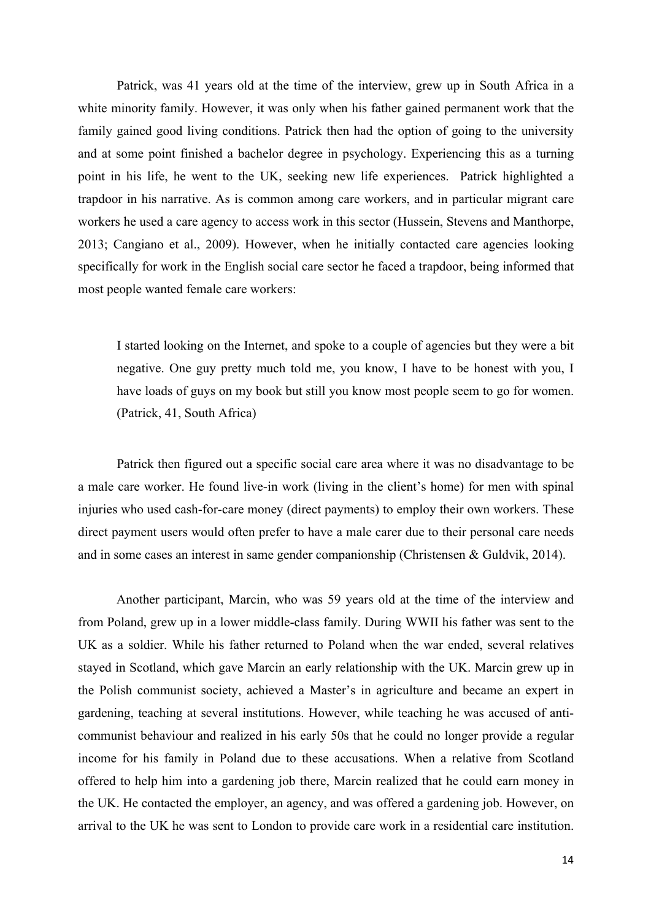Patrick, was 41 years old at the time of the interview, grew up in South Africa in a white minority family. However, it was only when his father gained permanent work that the family gained good living conditions. Patrick then had the option of going to the university and at some point finished a bachelor degree in psychology. Experiencing this as a turning point in his life, he went to the UK, seeking new life experiences. Patrick highlighted a trapdoor in his narrative. As is common among care workers, and in particular migrant care workers he used a care agency to access work in this sector (Hussein, Stevens and Manthorpe, 2013; Cangiano et al., 2009). However, when he initially contacted care agencies looking specifically for work in the English social care sector he faced a trapdoor, being informed that most people wanted female care workers:

> I started looking on the Internet, and spoke to a couple of agencies but they were a bit negative. One guy pretty much told me, you know, I have to be honest with you, I have loads of guys on my book but still you know most people seem to go for women. (Patrick, 41, South Africa)

Patrick then figured out a specific social care area where it was no disadvantage to be a male care worker. He found live-in work (living in the client's home) for men with spinal injuries who used cash-for-care money (direct payments) to employ their own workers. These direct payment users would often prefer to have a male carer due to their personal care needs and in some cases an interest in same gender companionship (Christensen & Guldvik, 2014).

Another participant, Marcin, who was 59 years old at the time of the interview and from Poland, grew up in a lower middle-class family. During WWII his father was sent to the UK as a soldier. While his father returned to Poland when the war ended, several relatives stayed in Scotland, which gave Marcin an early relationship with the UK. Marcin grew up in the Polish communist society, achieved a Master's in agriculture and became an expert in gardening, teaching at several institutions. However, while teaching he was accused of anti-communist behaviour and realized in his early 50s that he could no longer provide a regular income for his family in Poland due to these accusations. When a relative from Scotland offered to help him into a gardening job there, Marcin realized that he could earn money in the UK. He contacted the employer, an agency, and was offered a gardening job. However, on arrival to the UK he was sent to London to provide care work in a residential care institution.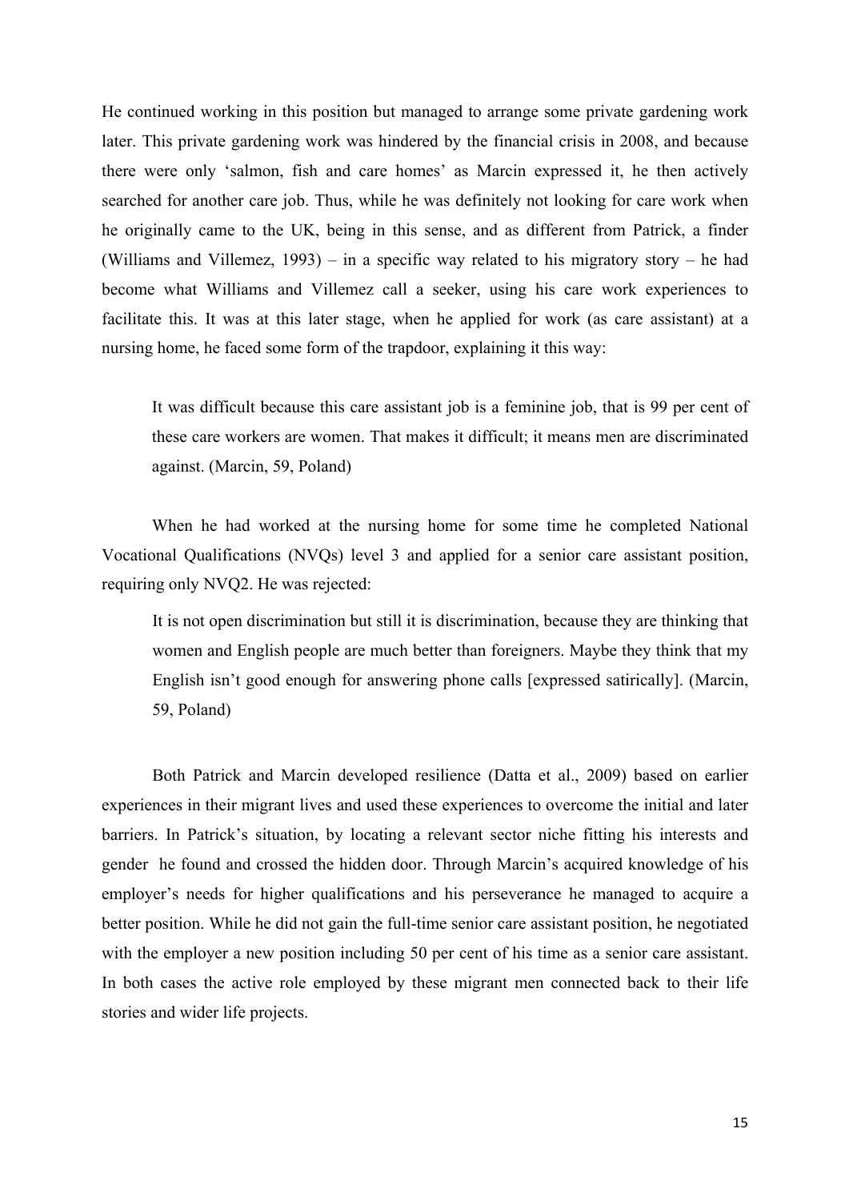He continued working in this position but managed to arrange some private gardening work later. This private gardening work was hindered by the financial crisis in 2008, and because there were only 'salmon, fish and care homes' as Marcin expressed it, he then actively searched for another care job. Thus, while he was definitely not looking for care work when he originally came to the UK, being in this sense, and as different from Patrick, a finder (Williams and Villemez, 1993) – in a specific way related to his migratory story – he had become what Williams and Villemez call a seeker, using his care work experiences to facilitate this. It was at this later stage, when he applied for work (as care assistant) at a nursing home, he faced some form of the trapdoor, explaining it this way:

> It was difficult because this care assistant job is a feminine job, that is 99 per cent of these care workers are women. That makes it difficult; it means men are discriminated against. (Marcin, 59, Poland)

When he had worked at the nursing home for some time he completed National Vocational Qualifications (NVQs) level 3 and applied for a senior care assistant position, requiring only NVQ2. He was rejected:

> It is not open discrimination but still it is discrimination, because they are thinking that women and English people are much better than foreigners. Maybe they think that my English isn't good enough for answering phone calls [expressed satirically]. (Marcin, 59, Poland)

Both Patrick and Marcin developed resilience (Datta et al., 2009) based on earlier experiences in their migrant lives and used these experiences to overcome the initial and later barriers. In Patrick's situation, by locating a relevant sector niche fitting his interests and gender he found and crossed the hidden door. Through Marcin's acquired knowledge of his employer's needs for higher qualifications and his perseverance he managed to acquire a better position. While he did not gain the full-time senior care assistant position, he negotiated with the employer a new position including 50 per cent of his time as a senior care assistant. In both cases the active role employed by these migrant men connected back to their life stories and wider life projects.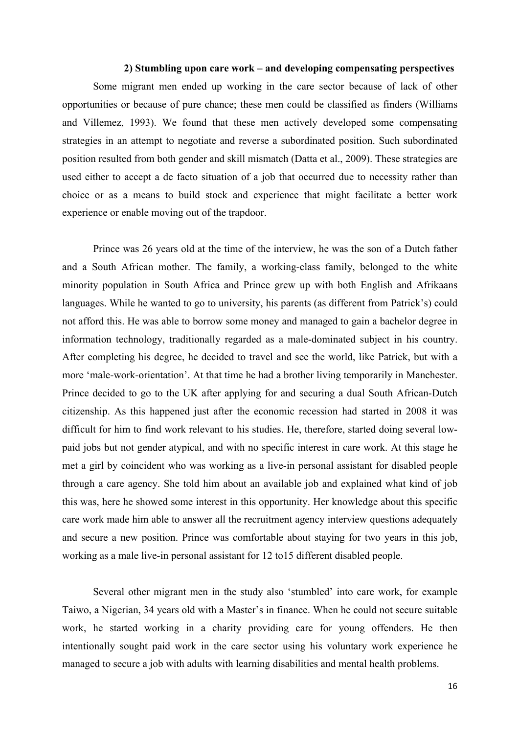### 2) Stumbling upon care work – and developing compensating perspectives

Some migrant men ended up working in the care sector because of lack of other opportunities or because of pure chance; these men could be classified as finders (Williams and Villemez, 1993). We found that these men actively developed some compensating strategies in an attempt to negotiate and reverse a subordinated position. Such subordinated position resulted from both gender and skill mismatch (Datta et al., 2009). These strategies are used either to accept a de facto situation of a job that occurred due to necessity rather than choice or as a means to build stock and experience that might facilitate a better work experience or enable moving out of the trapdoor.

Prince was 26 years old at the time of the interview, he was the son of a Dutch father and a South African mother. The family, a working-class family, belonged to the white minority population in South Africa and Prince grew up with both English and Afrikaans languages. While he wanted to go to university, his parents (as different from Patrick's) could not afford this. He was able to borrow some money and managed to gain a bachelor degree in information technology, traditionally regarded as a male-dominated subject in his country. After completing his degree, he decided to travel and see the world, like Patrick, but with a more 'male-work-orientation'. At that time he had a brother living temporarily in Manchester. Prince decided to go to the UK after applying for and securing a dual South African-Dutch citizenship. As this happened just after the economic recession had started in 2008 it was difficult for him to find work relevant to his studies. He, therefore, started doing several low-paid jobs but not gender atypical, and with no specific interest in care work. At this stage he met a girl by coincident who was working as a live-in personal assistant for disabled people through a care agency. She told him about an available job and explained what kind of job this was, here he showed some interest in this opportunity. Her knowledge about this specific care work made him able to answer all the recruitment agency interview questions adequately and secure a new position. Prince was comfortable about staying for two years in this job, working as a male live-in personal assistant for 12 to15 different disabled people.

Several other migrant men in the study also 'stumbled' into care work, for example Taiwo, a Nigerian, 34 years old with a Master's in finance. When he could not secure suitable work, he started working in a charity providing care for young offenders. He then intentionally sought paid work in the care sector using his voluntary work experience he managed to secure a job with adults with learning disabilities and mental health problems.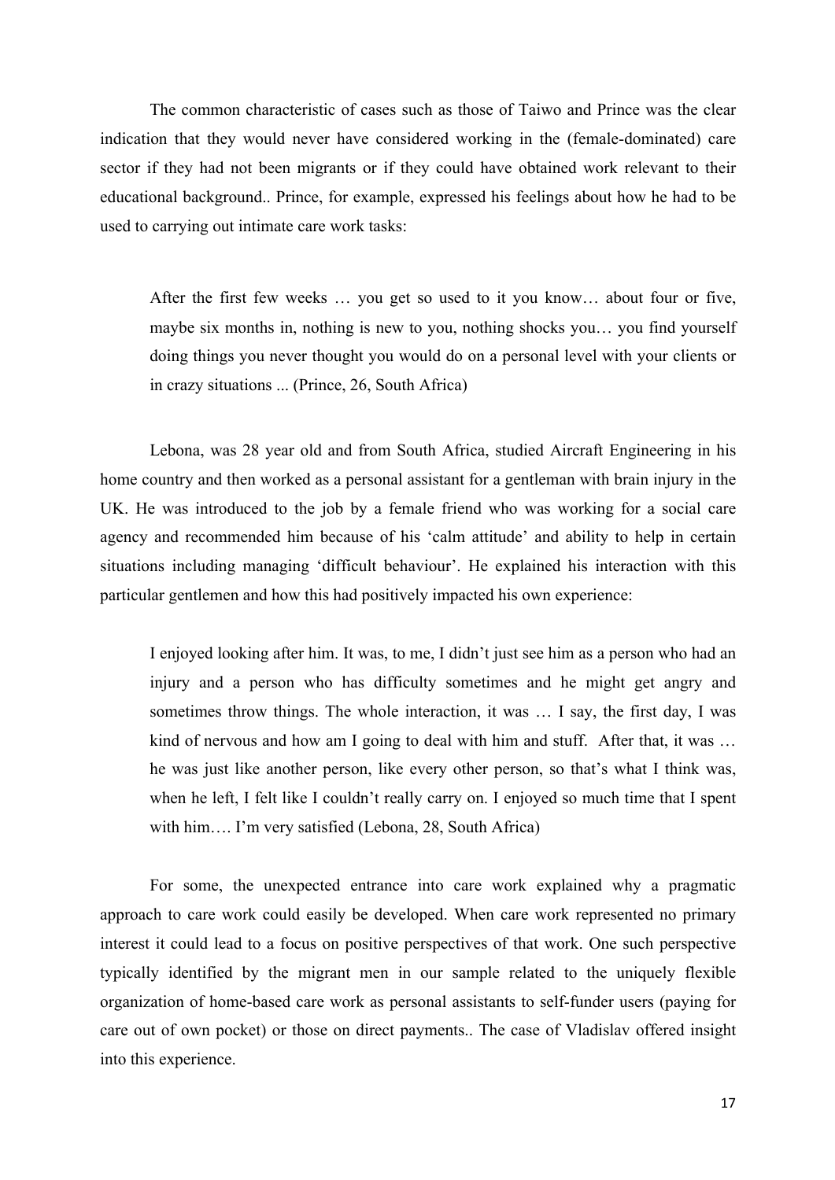The common characteristic of cases such as those of Taiwo and Prince was the clear indication that they would never have considered working in the (female-dominated) care sector if they had not been migrants or if they could have obtained work relevant to their educational background.. Prince, for example, expressed his feelings about how he had to be used to carrying out intimate care work tasks:

> After the first few weeks … you get so used to it you know… about four or five, maybe six months in, nothing is new to you, nothing shocks you… you find yourself doing things you never thought you would do on a personal level with your clients or in crazy situations ... (Prince, 26, South Africa)

Lebona, was 28 year old and from South Africa, studied Aircraft Engineering in his home country and then worked as a personal assistant for a gentleman with brain injury in the UK. He was introduced to the job by a female friend who was working for a social care agency and recommended him because of his 'calm attitude' and ability to help in certain situations including managing 'difficult behaviour'. He explained his interaction with this particular gentlemen and how this had positively impacted his own experience:

> I enjoyed looking after him. It was, to me, I didn't just see him as a person who had an injury and a person who has difficulty sometimes and he might get angry and sometimes throw things. The whole interaction, it was … I say, the first day, I was kind of nervous and how am I going to deal with him and stuff. After that, it was … he was just like another person, like every other person, so that's what I think was, when he left, I felt like I couldn't really carry on. I enjoyed so much time that I spent with him…. I'm very satisfied (Lebona, 28, South Africa)

For some, the unexpected entrance into care work explained why a pragmatic approach to care work could easily be developed. When care work represented no primary interest it could lead to a focus on positive perspectives of that work. One such perspective typically identified by the migrant men in our sample related to the uniquely flexible organization of home-based care work as personal assistants to self-funder users (paying for care out of own pocket) or those on direct payments.. The case of Vladislav offered insight into this experience.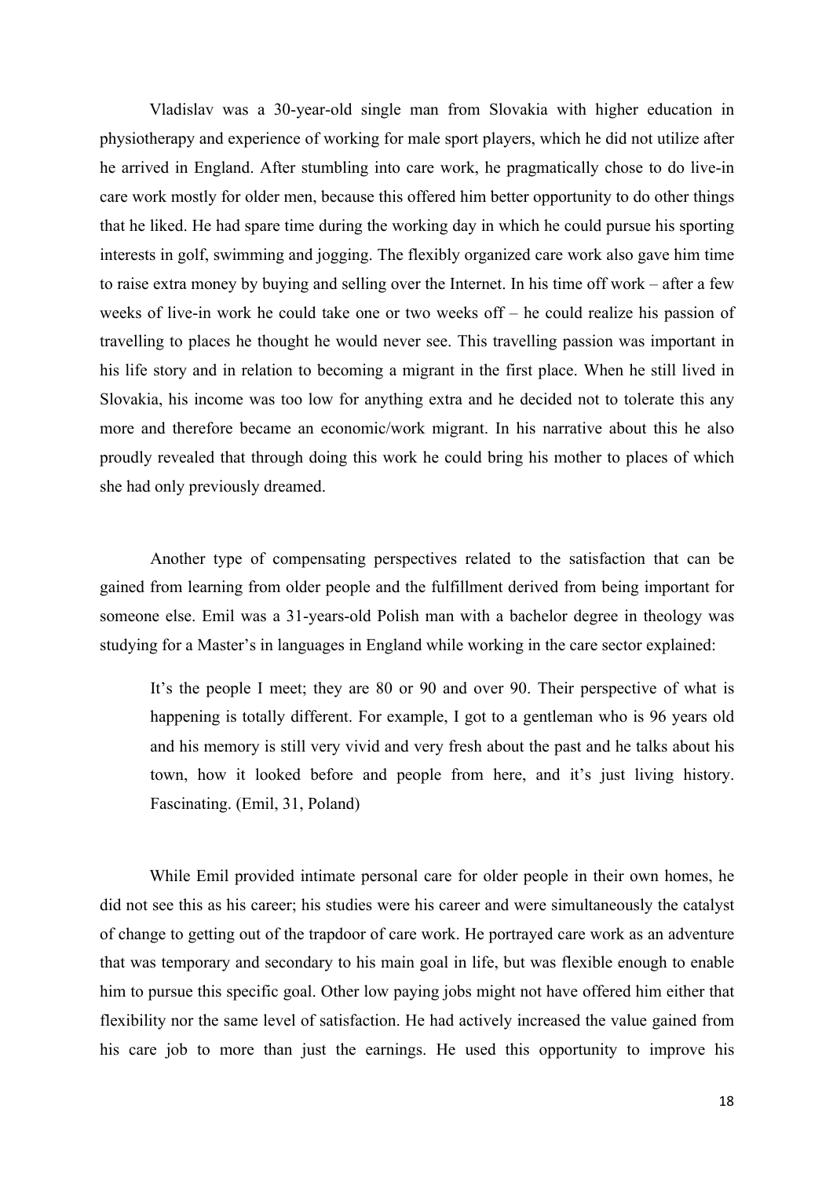Vladislav was a 30-year-old single man from Slovakia with higher education in physiotherapy and experience of working for male sport players, which he did not utilize after he arrived in England. After stumbling into care work, he pragmatically chose to do live-in care work mostly for older men, because this offered him better opportunity to do other things that he liked. He had spare time during the working day in which he could pursue his sporting interests in golf, swimming and jogging. The flexibly organized care work also gave him time to raise extra money by buying and selling over the Internet. In his time off work – after a few weeks of live-in work he could take one or two weeks off – he could realize his passion of travelling to places he thought he would never see. This travelling passion was important in his life story and in relation to becoming a migrant in the first place. When he still lived in Slovakia, his income was too low for anything extra and he decided not to tolerate this any more and therefore became an economic/work migrant. In his narrative about this he also proudly revealed that through doing this work he could bring his mother to places of which she had only previously dreamed.

Another type of compensating perspectives related to the satisfaction that can be gained from learning from older people and the fulfillment derived from being important for someone else. Emil was a 31-years-old Polish man with a bachelor degree in theology was studying for a Master's in languages in England while working in the care sector explained:

> It's the people I meet; they are 80 or 90 and over 90. Their perspective of what is happening is totally different. For example, I got to a gentleman who is 96 years old and his memory is still very vivid and very fresh about the past and he talks about his town, how it looked before and people from here, and it's just living history. Fascinating. (Emil, 31, Poland)

While Emil provided intimate personal care for older people in their own homes, he did not see this as his career; his studies were his career and were simultaneously the catalyst of change to getting out of the trapdoor of care work. He portrayed care work as an adventure that was temporary and secondary to his main goal in life, but was flexible enough to enable him to pursue this specific goal. Other low paying jobs might not have offered him either that flexibility nor the same level of satisfaction. He had actively increased the value gained from his care job to more than just the earnings. He used this opportunity to improve his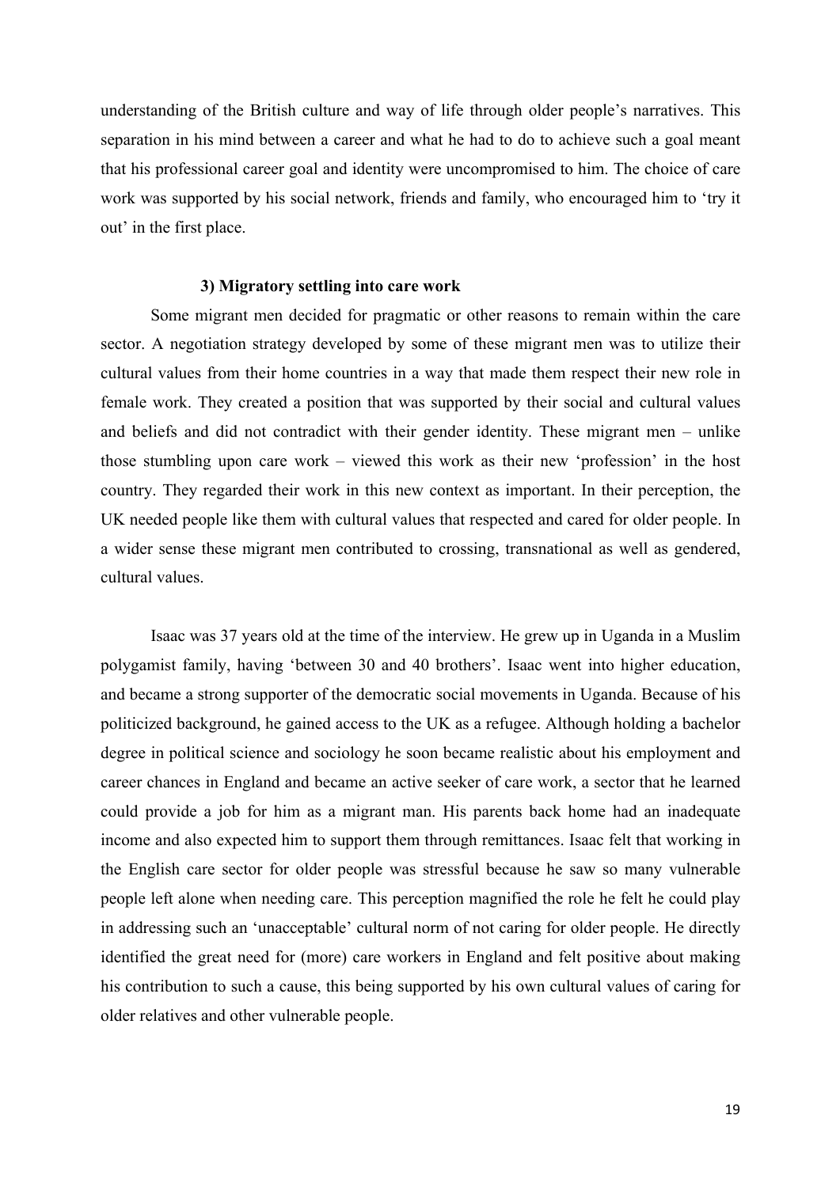understanding of the British culture and way of life through older people's narratives. This separation in his mind between a career and what he had to do to achieve such a goal meant that his professional career goal and identity were uncompromised to him. The choice of care work was supported by his social network, friends and family, who encouraged him to 'try it out' in the first place.

### 3) Migratory settling into care work

Some migrant men decided for pragmatic or other reasons to remain within the care sector. A negotiation strategy developed by some of these migrant men was to utilize their cultural values from their home countries in a way that made them respect their new role in female work. They created a position that was supported by their social and cultural values and beliefs and did not contradict with their gender identity. These migrant men – unlike those stumbling upon care work – viewed this work as their new 'profession' in the host country. They regarded their work in this new context as important. In their perception, the UK needed people like them with cultural values that respected and cared for older people. In a wider sense these migrant men contributed to crossing, transnational as well as gendered, cultural values.

Isaac was 37 years old at the time of the interview. He grew up in Uganda in a Muslim polygamist family, having 'between 30 and 40 brothers'. Isaac went into higher education, and became a strong supporter of the democratic social movements in Uganda. Because of his politicized background, he gained access to the UK as a refugee. Although holding a bachelor degree in political science and sociology he soon became realistic about his employment and career chances in England and became an active seeker of care work, a sector that he learned could provide a job for him as a migrant man. His parents back home had an inadequate income and also expected him to support them through remittances. Isaac felt that working in the English care sector for older people was stressful because he saw so many vulnerable people left alone when needing care. This perception magnified the role he felt he could play in addressing such an 'unacceptable' cultural norm of not caring for older people. He directly identified the great need for (more) care workers in England and felt positive about making his contribution to such a cause, this being supported by his own cultural values of caring for older relatives and other vulnerable people.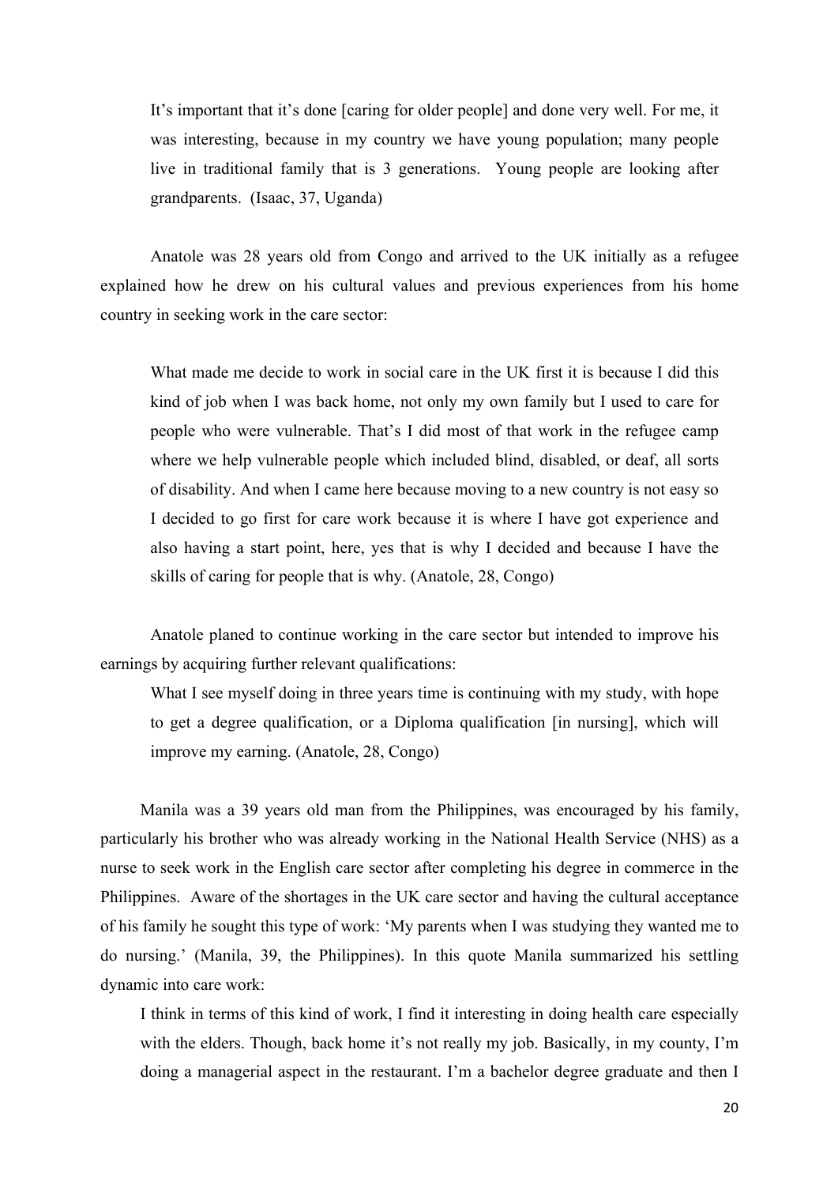> It's important that it's done [caring for older people] and done very well. For me, it was interesting, because in my country we have young population; many people live in traditional family that is 3 generations. Young people are looking after grandparents. (Isaac, 37, Uganda)

Anatole was 28 years old from Congo and arrived to the UK initially as a refugee explained how he drew on his cultural values and previous experiences from his home country in seeking work in the care sector:

> What made me decide to work in social care in the UK first it is because I did this kind of job when I was back home, not only my own family but I used to care for people who were vulnerable. That's I did most of that work in the refugee camp where we help vulnerable people which included blind, disabled, or deaf, all sorts of disability. And when I came here because moving to a new country is not easy so I decided to go first for care work because it is where I have got experience and also having a start point, here, yes that is why I decided and because I have the skills of caring for people that is why. (Anatole, 28, Congo)

Anatole planed to continue working in the care sector but intended to improve his earnings by acquiring further relevant qualifications:

> What I see myself doing in three years time is continuing with my study, with hope to get a degree qualification, or a Diploma qualification [in nursing], which will improve my earning. (Anatole, 28, Congo)

Manila was a 39 years old man from the Philippines, was encouraged by his family, particularly his brother who was already working in the National Health Service (NHS) as a nurse to seek work in the English care sector after completing his degree in commerce in the Philippines. Aware of the shortages in the UK care sector and having the cultural acceptance of his family he sought this type of work: 'My parents when I was studying they wanted me to do nursing.' (Manila, 39, the Philippines). In this quote Manila summarized his settling dynamic into care work:

> I think in terms of this kind of work, I find it interesting in doing health care especially with the elders. Though, back home it's not really my job. Basically, in my county, I'm doing a managerial aspect in the restaurant. I'm a bachelor degree graduate and then I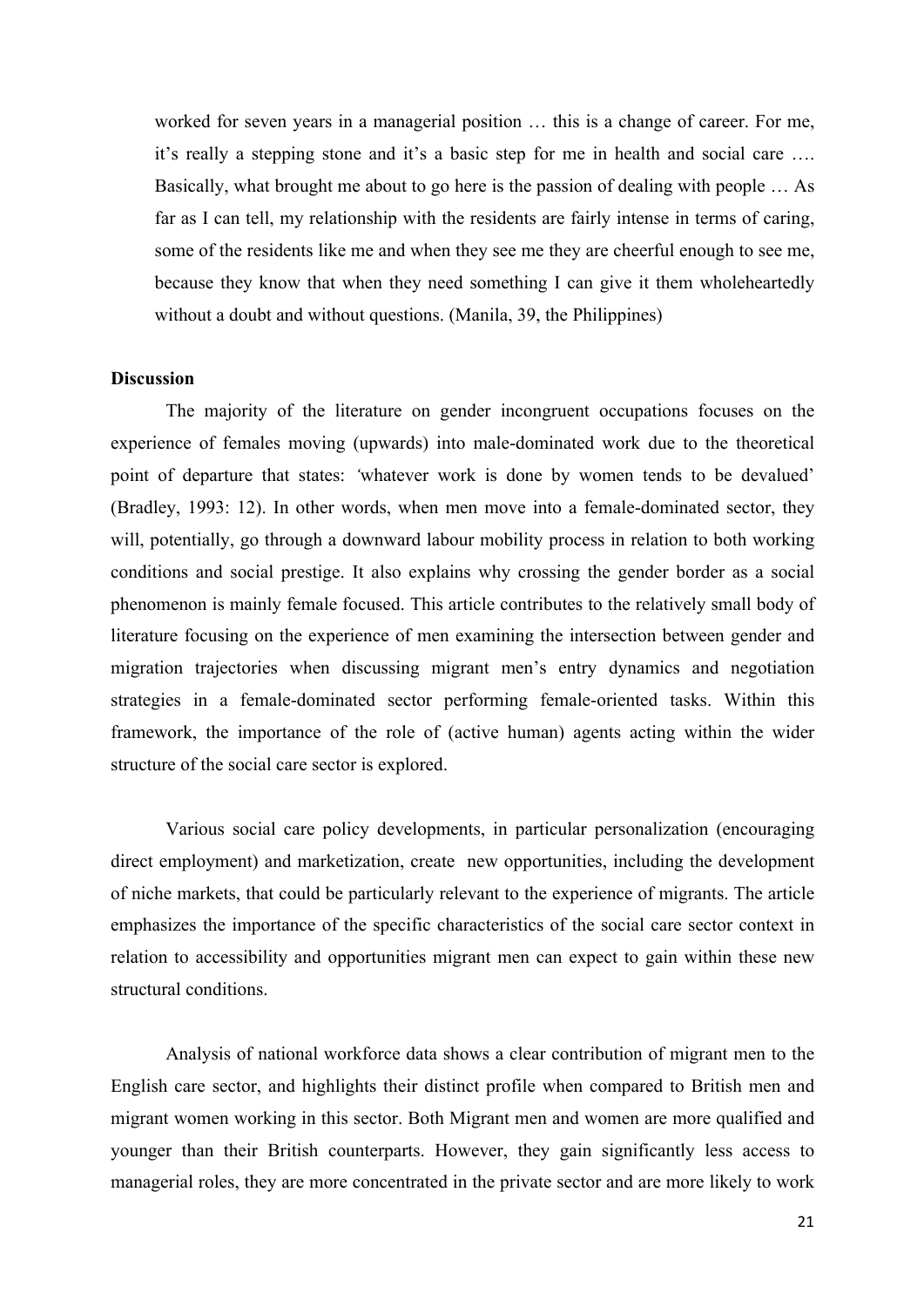> worked for seven years in a managerial position … this is a change of career. For me, it's really a stepping stone and it's a basic step for me in health and social care …. Basically, what brought me about to go here is the passion of dealing with people … As far as I can tell, my relationship with the residents are fairly intense in terms of caring, some of the residents like me and when they see me they are cheerful enough to see me, because they know that when they need something I can give it them wholeheartedly without a doubt and without questions. (Manila, 39, the Philippines)

**Discussion**

The majority of the literature on gender incongruent occupations focuses on the experience of females moving (upwards) into male-dominated work due to the theoretical point of departure that states: *'*whatever work is done by women tends to be devalued' (Bradley, 1993: 12). In other words, when men move into a female-dominated sector, they will, potentially, go through a downward labour mobility process in relation to both working conditions and social prestige. It also explains why crossing the gender border as a social phenomenon is mainly female focused. This article contributes to the relatively small body of literature focusing on the experience of men examining the intersection between gender and migration trajectories when discussing migrant men's entry dynamics and negotiation strategies in a female-dominated sector performing female-oriented tasks. Within this framework, the importance of the role of (active human) agents acting within the wider structure of the social care sector is explored.

Various social care policy developments, in particular personalization (encouraging direct employment) and marketization, create new opportunities, including the development of niche markets, that could be particularly relevant to the experience of migrants. The article emphasizes the importance of the specific characteristics of the social care sector context in relation to accessibility and opportunities migrant men can expect to gain within these new structural conditions.

Analysis of national workforce data shows a clear contribution of migrant men to the English care sector, and highlights their distinct profile when compared to British men and migrant women working in this sector. Both Migrant men and women are more qualified and younger than their British counterparts. However, they gain significantly less access to managerial roles, they are more concentrated in the private sector and are more likely to work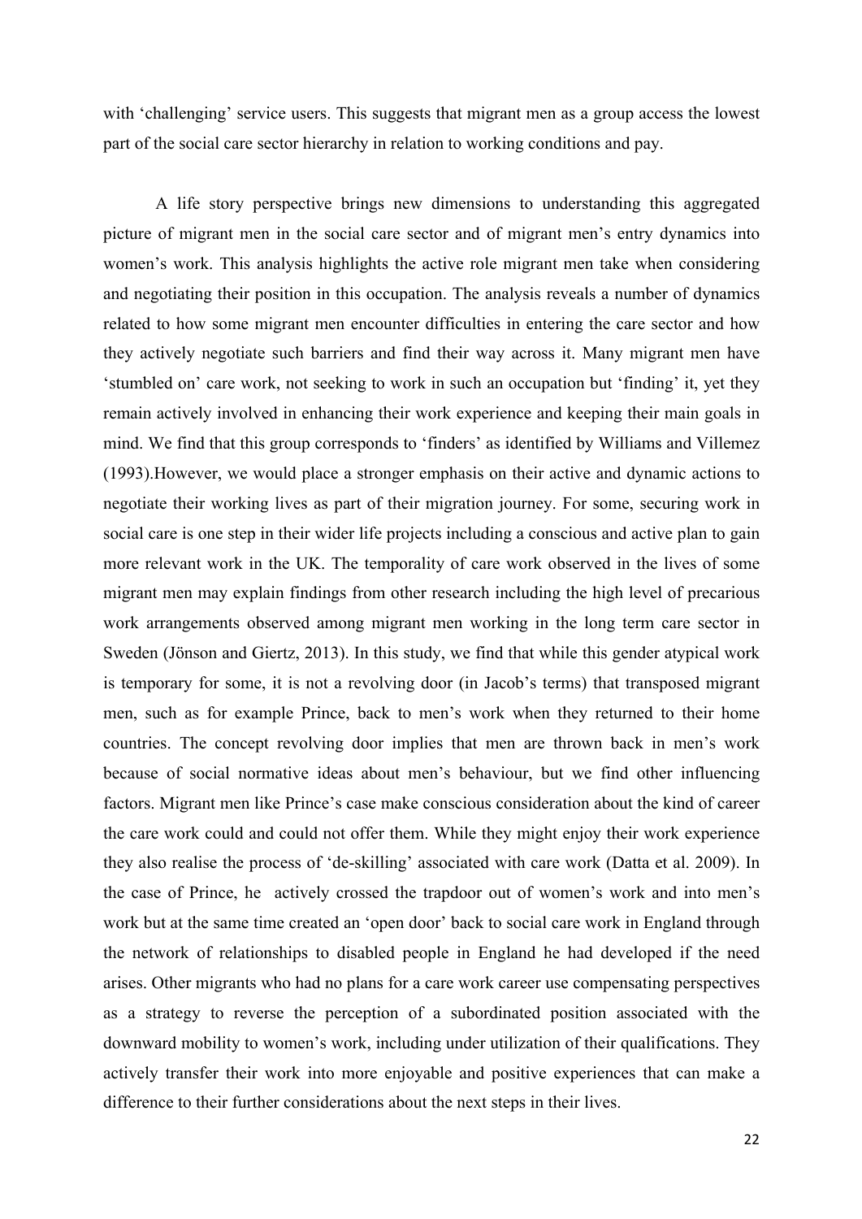with 'challenging' service users. This suggests that migrant men as a group access the lowest part of the social care sector hierarchy in relation to working conditions and pay.

A life story perspective brings new dimensions to understanding this aggregated picture of migrant men in the social care sector and of migrant men's entry dynamics into women's work. This analysis highlights the active role migrant men take when considering and negotiating their position in this occupation. The analysis reveals a number of dynamics related to how some migrant men encounter difficulties in entering the care sector and how they actively negotiate such barriers and find their way across it. Many migrant men have 'stumbled on' care work, not seeking to work in such an occupation but 'finding' it, yet they remain actively involved in enhancing their work experience and keeping their main goals in mind. We find that this group corresponds to 'finders' as identified by Williams and Villemez (1993).However, we would place a stronger emphasis on their active and dynamic actions to negotiate their working lives as part of their migration journey. For some, securing work in social care is one step in their wider life projects including a conscious and active plan to gain more relevant work in the UK. The temporality of care work observed in the lives of some migrant men may explain findings from other research including the high level of precarious work arrangements observed among migrant men working in the long term care sector in Sweden (Jönson and Giertz, 2013). In this study, we find that while this gender atypical work is temporary for some, it is not a revolving door (in Jacob's terms) that transposed migrant men, such as for example Prince, back to men's work when they returned to their home countries. The concept revolving door implies that men are thrown back in men's work because of social normative ideas about men's behaviour, but we find other influencing factors. Migrant men like Prince's case make conscious consideration about the kind of career the care work could and could not offer them. While they might enjoy their work experience they also realise the process of 'de-skilling' associated with care work (Datta et al. 2009). In the case of Prince, he actively crossed the trapdoor out of women's work and into men's work but at the same time created an 'open door' back to social care work in England through the network of relationships to disabled people in England he had developed if the need arises. Other migrants who had no plans for a care work career use compensating perspectives as a strategy to reverse the perception of a subordinated position associated with the downward mobility to women's work, including under utilization of their qualifications. They actively transfer their work into more enjoyable and positive experiences that can make a difference to their further considerations about the next steps in their lives.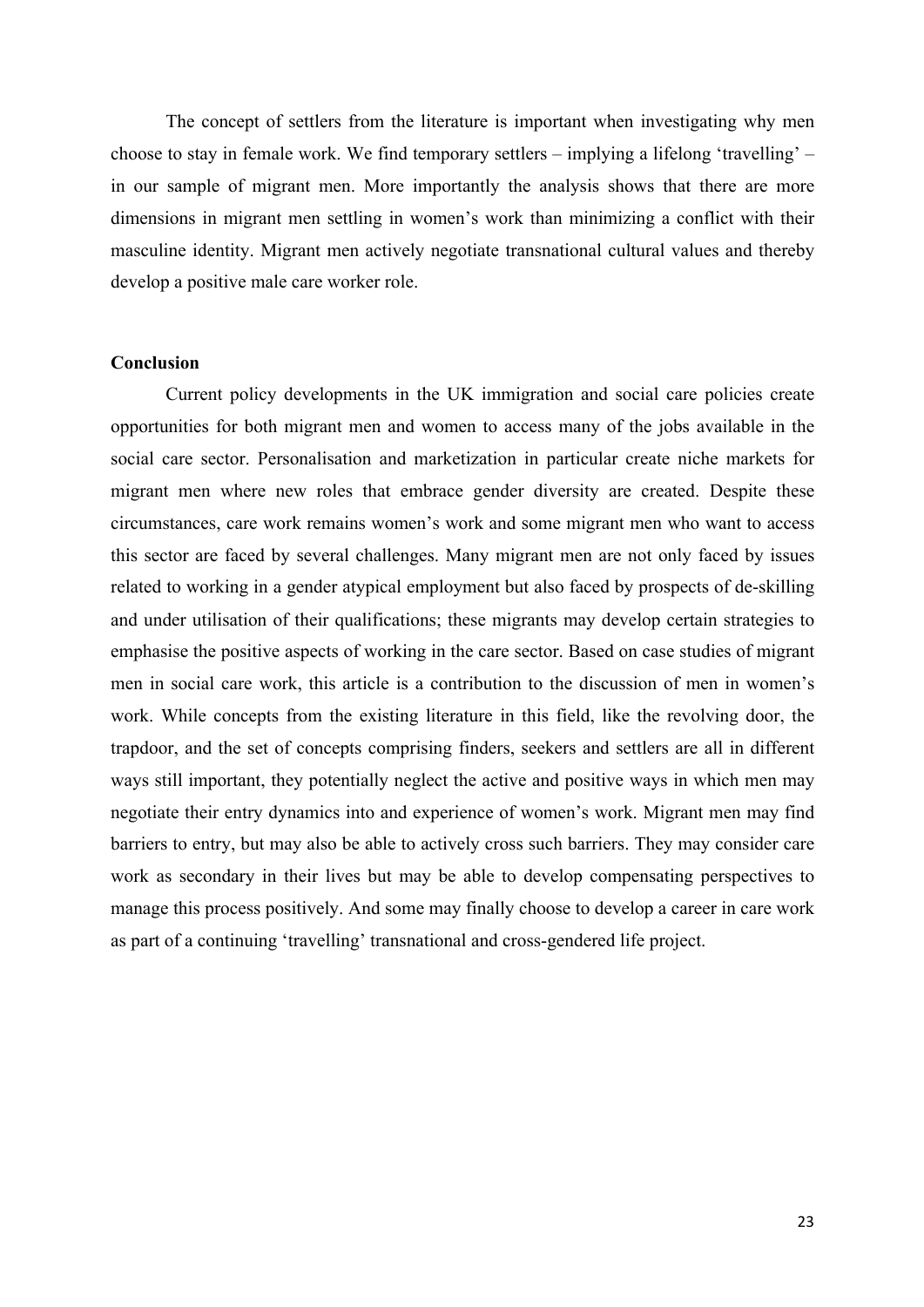The concept of settlers from the literature is important when investigating why men choose to stay in female work. We find temporary settlers – implying a lifelong 'travelling' – in our sample of migrant men. More importantly the analysis shows that there are more dimensions in migrant men settling in women's work than minimizing a conflict with their masculine identity. Migrant men actively negotiate transnational cultural values and thereby develop a positive male care worker role.

## Conclusion

Current policy developments in the UK immigration and social care policies create opportunities for both migrant men and women to access many of the jobs available in the social care sector. Personalisation and marketization in particular create niche markets for migrant men where new roles that embrace gender diversity are created. Despite these circumstances, care work remains women's work and some migrant men who want to access this sector are faced by several challenges. Many migrant men are not only faced by issues related to working in a gender atypical employment but also faced by prospects of de-skilling and under utilisation of their qualifications; these migrants may develop certain strategies to emphasise the positive aspects of working in the care sector. Based on case studies of migrant men in social care work, this article is a contribution to the discussion of men in women's work. While concepts from the existing literature in this field, like the revolving door, the trapdoor, and the set of concepts comprising finders, seekers and settlers are all in different ways still important, they potentially neglect the active and positive ways in which men may negotiate their entry dynamics into and experience of women's work. Migrant men may find barriers to entry, but may also be able to actively cross such barriers. They may consider care work as secondary in their lives but may be able to develop compensating perspectives to manage this process positively. And some may finally choose to develop a career in care work as part of a continuing 'travelling' transnational and cross-gendered life project.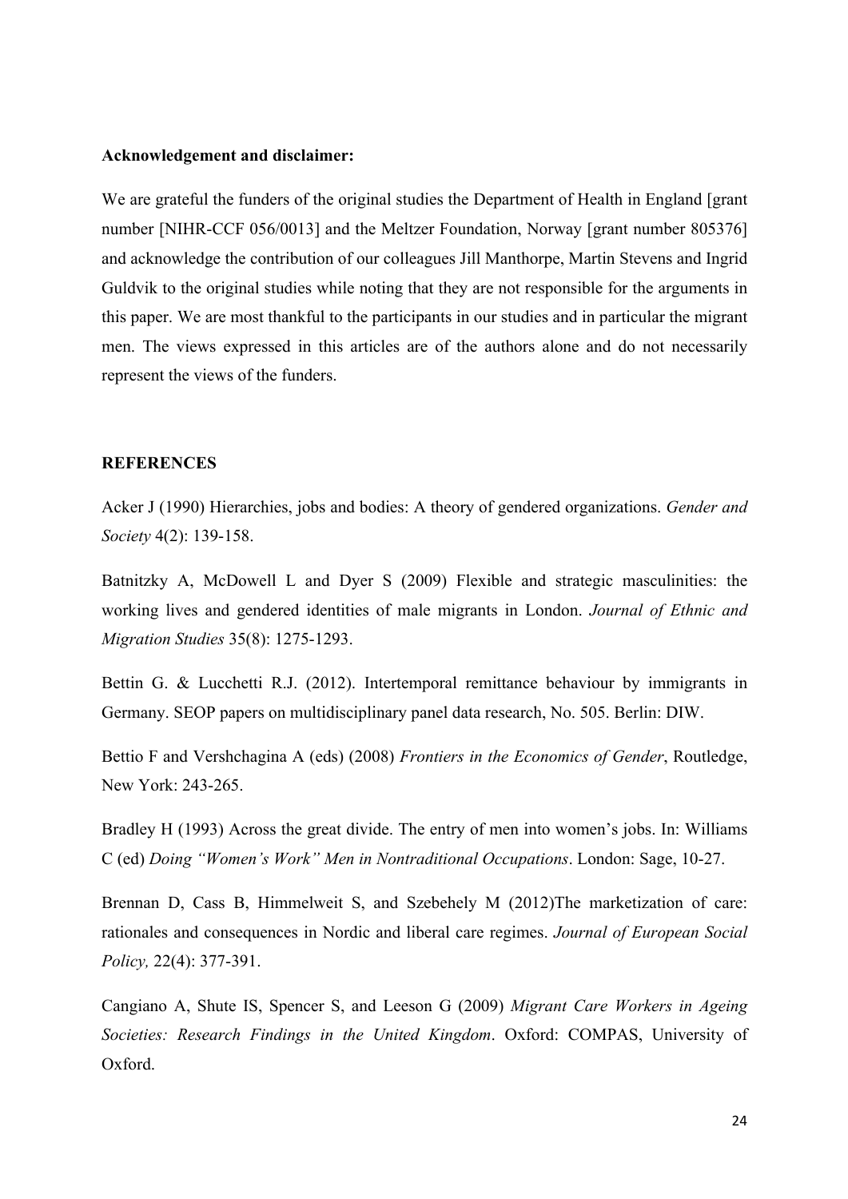**Acknowledgement and disclaimer:**

We are grateful the funders of the original studies the Department of Health in England [grant number [NIHR-CCF 056/0013] and the Meltzer Foundation, Norway [grant number 805376] and acknowledge the contribution of our colleagues Jill Manthorpe, Martin Stevens and Ingrid Guldvik to the original studies while noting that they are not responsible for the arguments in this paper. We are most thankful to the participants in our studies and in particular the migrant men. The views expressed in this articles are of the authors alone and do not necessarily represent the views of the funders.

**REFERENCES**

Acker J (1990) Hierarchies, jobs and bodies: A theory of gendered organizations. *Gender and Society* 4(2): 139-158.

Batnitzky A, McDowell L and Dyer S (2009) Flexible and strategic masculinities: the working lives and gendered identities of male migrants in London. *Journal of Ethnic and Migration Studies* 35(8): 1275-1293.

Bettin G. & Lucchetti R.J. (2012). Intertemporal remittance behaviour by immigrants in Germany. SEOP papers on multidisciplinary panel data research, No. 505. Berlin: DIW.

Bettio F and Vershchagina A (eds) (2008) *Frontiers in the Economics of Gender*, Routledge, New York: 243-265.

Bradley H (1993) Across the great divide. The entry of men into women's jobs. In: Williams C (ed) *Doing "Women's Work" Men in Nontraditional Occupations*. London: Sage, 10-27.

Brennan D, Cass B, Himmelweit S, and Szebehely M (2012)The marketization of care: rationales and consequences in Nordic and liberal care regimes. *Journal of European Social Policy,* 22(4): 377-391.

Cangiano A, Shute IS, Spencer S, and Leeson G (2009) *Migrant Care Workers in Ageing Societies: Research Findings in the United Kingdom*. Oxford: COMPAS, University of Oxford.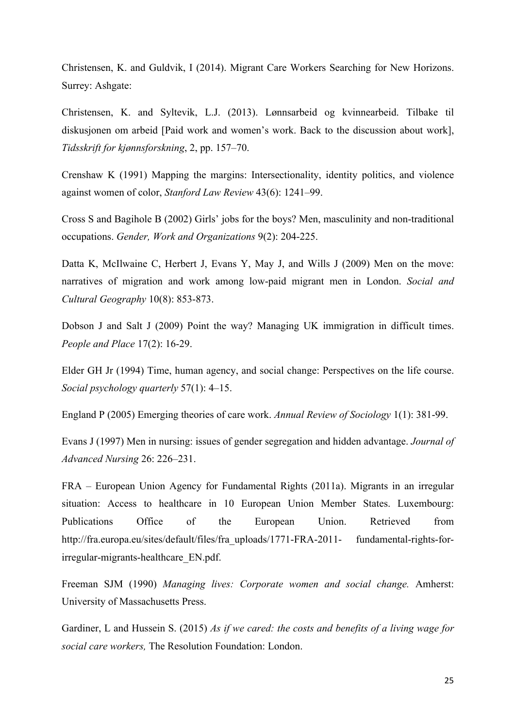Christensen, K. and Guldvik, I (2014). Migrant Care Workers Searching for New Horizons. Surrey: Ashgate:

Christensen, K. and Syltevik, L.J. (2013). Lønnsarbeid og kvinnearbeid. Tilbake til diskusjonen om arbeid [Paid work and women's work. Back to the discussion about work], *Tidsskrift for kjønnsforskning*, 2, pp. 157–70.

Crenshaw K (1991) Mapping the margins: Intersectionality, identity politics, and violence against women of color, *Stanford Law Review* 43(6): 1241–99.

Cross S and Bagihole B (2002) Girls' jobs for the boys? Men, masculinity and non-traditional occupations. *Gender, Work and Organizations* 9(2): 204-225.

Datta K, McIlwaine C, Herbert J, Evans Y, May J, and Wills J (2009) Men on the move: narratives of migration and work among low-paid migrant men in London. *Social and Cultural Geography* 10(8): 853-873.

Dobson J and Salt J (2009) Point the way? Managing UK immigration in difficult times. *People and Place* 17(2): 16-29.

Elder GH Jr (1994) Time, human agency, and social change: Perspectives on the life course. *Social psychology quarterly* 57(1): 4–15.

England P (2005) Emerging theories of care work. *Annual Review of Sociology* 1(1): 381-99.

Evans J (1997) Men in nursing: issues of gender segregation and hidden advantage. *Journal of Advanced Nursing* 26: 226–231.

FRA – European Union Agency for Fundamental Rights (2011a). Migrants in an irregular situation: Access to healthcare in 10 European Union Member States. Luxembourg: Publications Office of the European Union. Retrieved from http://fra.europa.eu/sites/default/files/fra_uploads/1771-FRA-2011- fundamental-rights-for-irregular-migrants-healthcare_EN.pdf.

Freeman SJM (1990) *Managing lives: Corporate women and social change.* Amherst: University of Massachusetts Press.

Gardiner, L and Hussein S. (2015) *As if we cared: the costs and benefits of a living wage for social care workers,* The Resolution Foundation: London.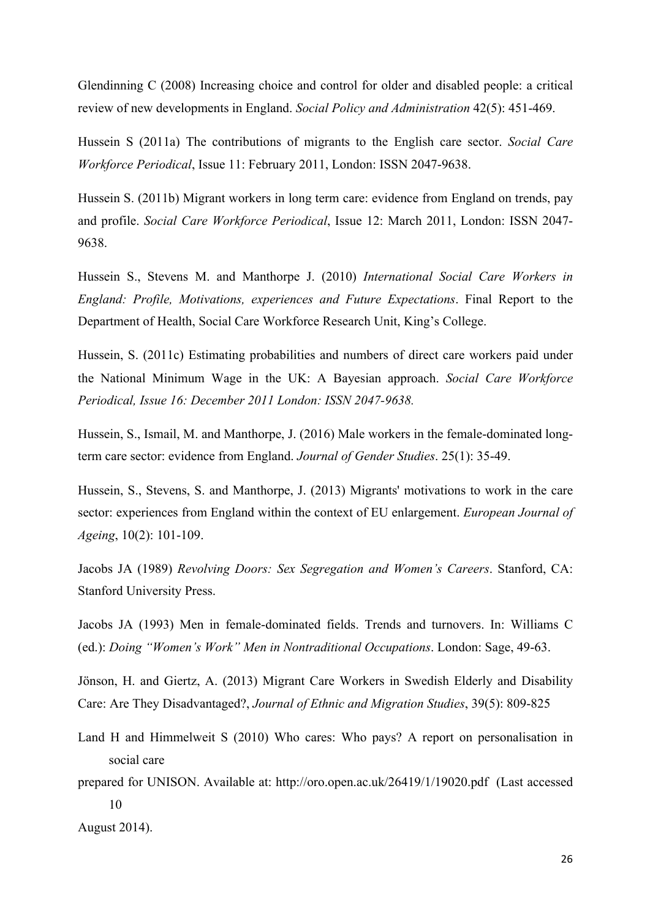Glendinning C (2008) Increasing choice and control for older and disabled people: a critical review of new developments in England. *Social Policy and Administration* 42(5): 451-469.

Hussein S (2011a) The contributions of migrants to the English care sector. *Social Care Workforce Periodical*, Issue 11: February 2011, London: ISSN 2047-9638.

Hussein S. (2011b) Migrant workers in long term care: evidence from England on trends, pay and profile. *Social Care Workforce Periodical*, Issue 12: March 2011, London: ISSN 2047-9638.

Hussein S., Stevens M. and Manthorpe J. (2010) *International Social Care Workers in England: Profile, Motivations, experiences and Future Expectations*. Final Report to the Department of Health, Social Care Workforce Research Unit, King's College.

Hussein, S. (2011c) Estimating probabilities and numbers of direct care workers paid under the National Minimum Wage in the UK: A Bayesian approach. *Social Care Workforce Periodical, Issue 16: December 2011 London: ISSN 2047-9638.*

Hussein, S., Ismail, M. and Manthorpe, J. (2016) Male workers in the female-dominated long-term care sector: evidence from England. *Journal of Gender Studies*. 25(1): 35-49.

Hussein, S., Stevens, S. and Manthorpe, J. (2013) Migrants' motivations to work in the care sector: experiences from England within the context of EU enlargement. *European Journal of Ageing*, 10(2): 101-109.

Jacobs JA (1989) *Revolving Doors: Sex Segregation and Women's Careers*. Stanford, CA: Stanford University Press.

Jacobs JA (1993) Men in female-dominated fields. Trends and turnovers. In: Williams C (ed.): *Doing "Women's Work" Men in Nontraditional Occupations*. London: Sage, 49-63.

Jönson, H. and Giertz, A. (2013) Migrant Care Workers in Swedish Elderly and Disability Care: Are They Disadvantaged?, *Journal of Ethnic and Migration Studies*, 39(5): 809-825

Land H and Himmelweit S (2010) Who cares: Who pays? A report on personalisation in social care prepared for UNISON. Available at: http://oro.open.ac.uk/26419/1/19020.pdf (Last accessed 10 August 2014).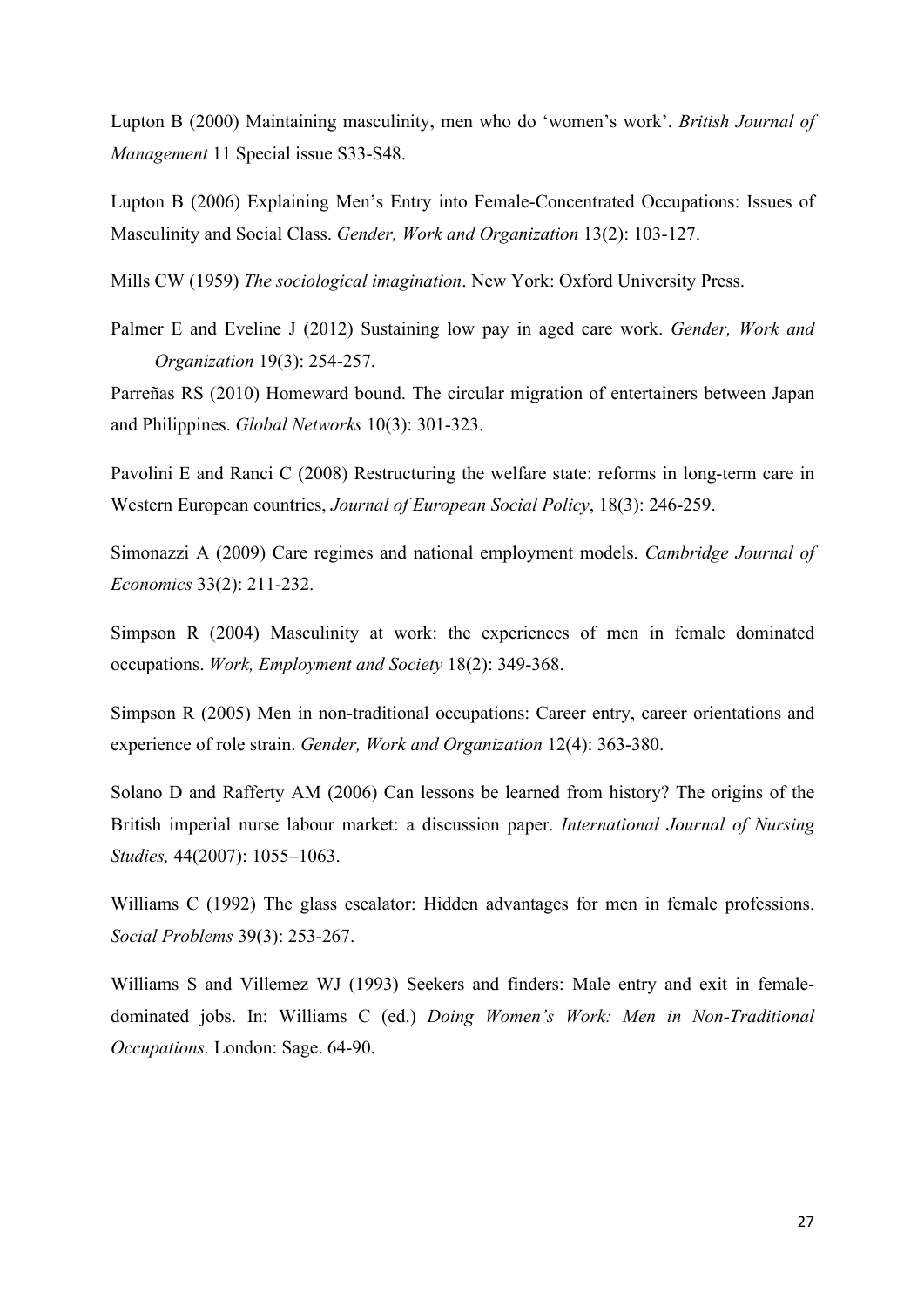Lupton B (2000) Maintaining masculinity, men who do 'women's work'. *British Journal of Management* 11 Special issue S33-S48.

Lupton B (2006) Explaining Men's Entry into Female-Concentrated Occupations: Issues of Masculinity and Social Class. *Gender, Work and Organization* 13(2): 103-127.

Mills CW (1959) *The sociological imagination*. New York: Oxford University Press.

Palmer E and Eveline J (2012) Sustaining low pay in aged care work. *Gender, Work and Organization* 19(3): 254-257.

Parreñas RS (2010) Homeward bound. The circular migration of entertainers between Japan and Philippines. *Global Networks* 10(3): 301-323.

Pavolini E and Ranci C (2008) Restructuring the welfare state: reforms in long-term care in Western European countries, *Journal of European Social Policy*, 18(3): 246-259.

Simonazzi A (2009) Care regimes and national employment models. *Cambridge Journal of Economics* 33(2): 211-232.

Simpson R (2004) Masculinity at work: the experiences of men in female dominated occupations. *Work, Employment and Society* 18(2): 349-368.

Simpson R (2005) Men in non-traditional occupations: Career entry, career orientations and experience of role strain. *Gender, Work and Organization* 12(4): 363-380.

Solano D and Rafferty AM (2006) Can lessons be learned from history? The origins of the British imperial nurse labour market: a discussion paper. *International Journal of Nursing Studies,* 44(2007): 1055–1063.

Williams C (1992) The glass escalator: Hidden advantages for men in female professions. *Social Problems* 39(3): 253-267.

Williams S and Villemez WJ (1993) Seekers and finders: Male entry and exit in female-dominated jobs. In: Williams C (ed.) *Doing Women's Work: Men in Non-Traditional Occupations.* London: Sage. 64-90.